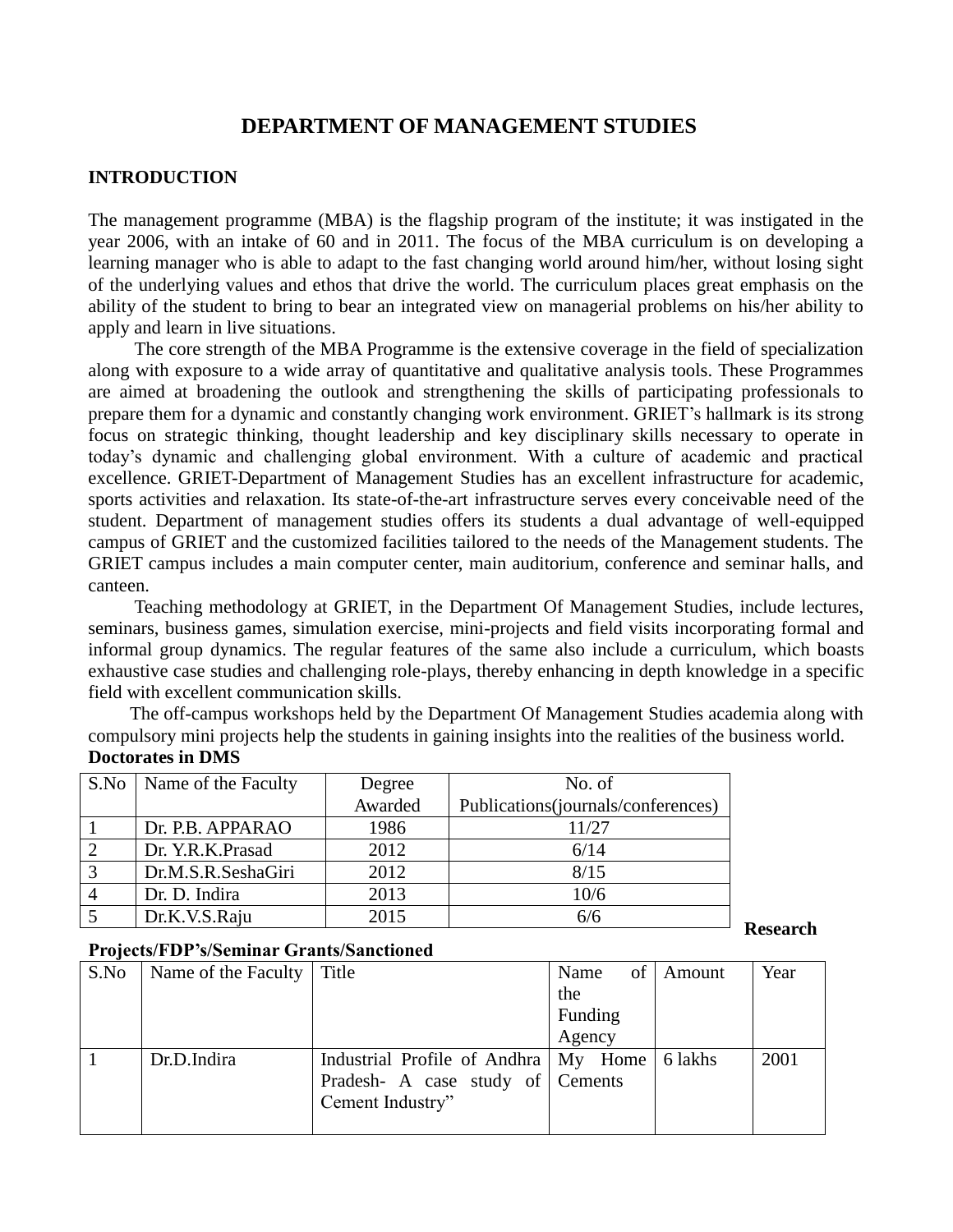# DEPARTMENT OF MANAGEMENT STUDIES

## INTRODUCTION

The management programme (MBA) is the flagship program of the institute; it was instigated in the year 2006, with an intake of 60 and in 2011. The focus of the MBA curriculum is on developing a learning manager who is able to adapt to the fast changing world around him/her, without losing sight of the underlying values and ethos that drive the world. The curriculum places great emphasis on the ability of the student to bring to bear an integrated view on managerial problems on his/her ability to apply and learn in live situations.

The core strength of the MBA Programme is the extensive coverage in the field of specialization along with exposure to a wide array of quantitative and qualitative analysis tools. These Programmes are aimed at broadening the outlook and strengthening the skills of participating professionals to prepare them for a dynamic and constantly changing work environment. GRIET's hallmark is its strong focus on strategic thinking, thought leadership and key disciplinary skills necessary to operate in today's dynamic and challenging global environment. With a culture of academic and practical excellence. GRIET-Department of Management Studies has an excellent infrastructure for academic, sports activities and relaxation. Its state-of-the-art infrastructure serves every conceivable need of the student. Department of management studies offers its students a dual advantage of well-equipped campus of GRIET and the customized facilities tailored to the needs of the Management students. The GRIET campus includes a main computer center, main auditorium, conference and seminar halls, and canteen.

Teaching methodology at GRIET, in the Department Of Management Studies, include lectures, seminars, business games, simulation exercise, mini-projects and field visits incorporating formal and informal group dynamics. The regular features of the same also include a curriculum, which boasts exhaustive case studies and challenging role-plays, thereby enhancing in depth knowledge in a specific field with excellent communication skills.

The off-campus workshops held by the Department Of Management Studies academia along with compulsory mini projects help the students in gaining insights into the realities of the business world.

**Doctorates in DMS**

| S.No | Name of the Faculty | Degree Awarded | No. of Publications(journals/conferences) |
|---|---|---|---|
| 1 | Dr. P.B. APPARAO | 1986 | 11/27 |
| 2 | Dr. Y.R.K.Prasad | 2012 | 6/14 |
| 3 | Dr.M.S.R.SeshaGiri | 2012 | 8/15 |
| 4 | Dr. D. Indira | 2013 | 10/6 |
| 5 | Dr.K.V.S.Raju | 2015 | 6/6 |

**Research Projects/FDP's/Seminar Grants/Sanctioned**

| S.No | Name of the Faculty | Title | Name of the Funding Agency | Amount | Year |
|---|---|---|---|---|---|
| 1 | Dr.D.Indira | Industrial Profile of Andhra Pradesh- A case study of Cement Industry" | My Home Cements | 6 lakhs | 2001 |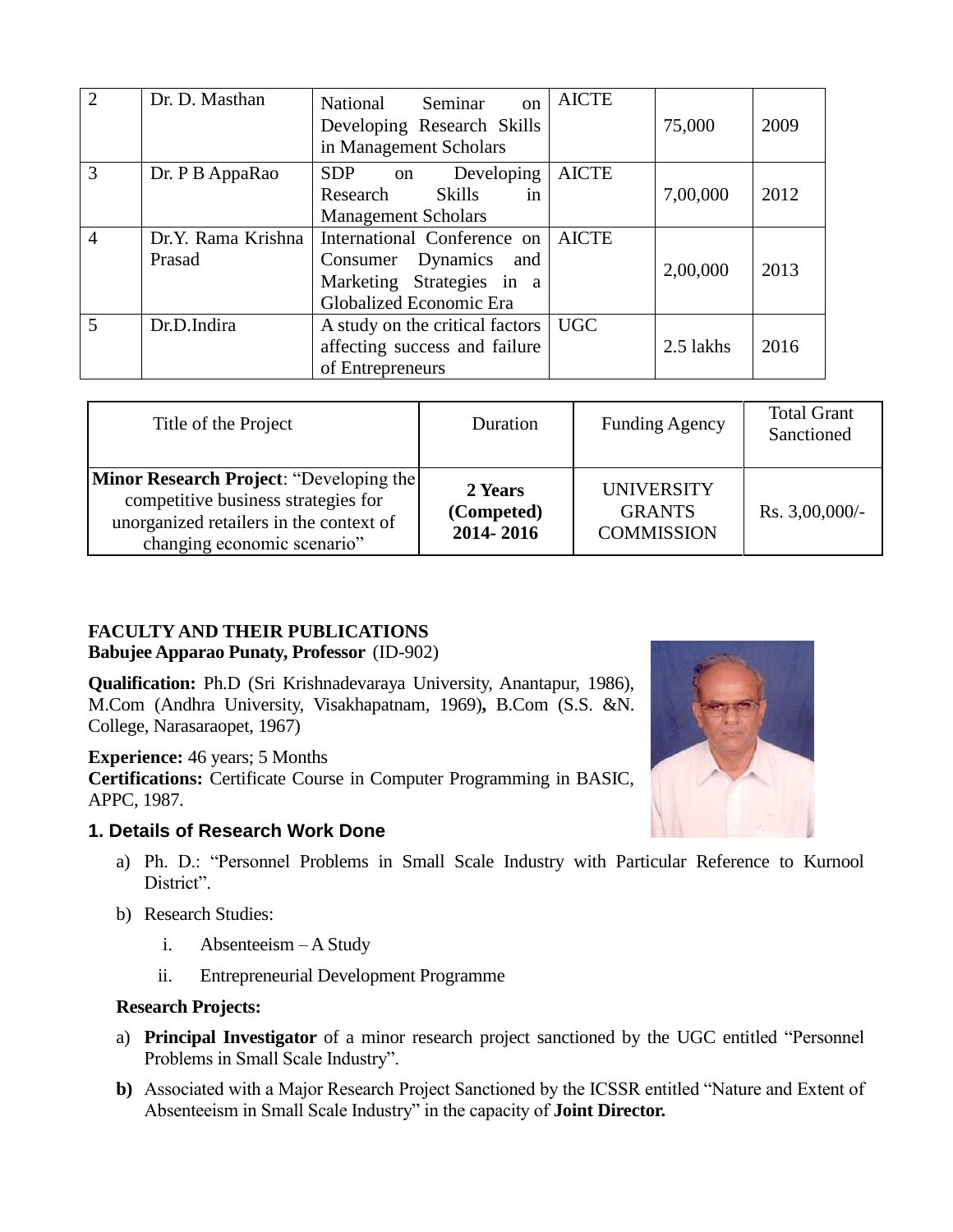| 2 | Dr. D. Masthan | National Seminar on Developing Research Skills in Management Scholars | AICTE | 75,000 | 2009 |
|---|---|---|---|---|---|
| 3 | Dr. P B AppaRao | SDP on Developing Research Skills in Management Scholars | AICTE | 7,00,000 | 2012 |
| 4 | Dr.Y. Rama Krishna Prasad | International Conference on Consumer Dynamics and Marketing Strategies in a Globalized Economic Era | AICTE | 2,00,000 | 2013 |
| 5 | Dr.D.Indira | A study on the critical factors affecting success and failure of Entrepreneurs | UGC | 2.5 lakhs | 2016 |

| Title of the Project | Duration | Funding Agency | Total Grant Sanctioned |
|---|---|---|---|
| **Minor Research Project**: "Developing the competitive business strategies for unorganized retailers in the context of changing economic scenario" | **2 Years (Competed) 2014- 2016** | UNIVERSITY GRANTS COMMISSION | Rs. 3,00,000/- |

**FACULTY AND THEIR PUBLICATIONS**

**Babujee Apparao Punaty, Professor** (ID-902)

**Qualification:** Ph.D (Sri Krishnadevaraya University, Anantapur, 1986), M.Com (Andhra University, Visakhapatnam, 1969)**,** B.Com (S.S. &N. College, Narasaraopet, 1967)

**Experience:** 46 years; 5 Months

**Certifications:** Certificate Course in Computer Programming in BASIC, APPC, 1987.

## 1. Details of Research Work Done

a) Ph. D.: "Personnel Problems in Small Scale Industry with Particular Reference to Kurnool District".

b) Research Studies:

   i. Absenteeism – A Study

   ii. Entrepreneurial Development Programme

**Research Projects:**

a) **Principal Investigator** of a minor research project sanctioned by the UGC entitled "Personnel Problems in Small Scale Industry".

**b)** Associated with a Major Research Project Sanctioned by the ICSSR entitled "Nature and Extent of Absenteeism in Small Scale Industry" in the capacity of **Joint Director.**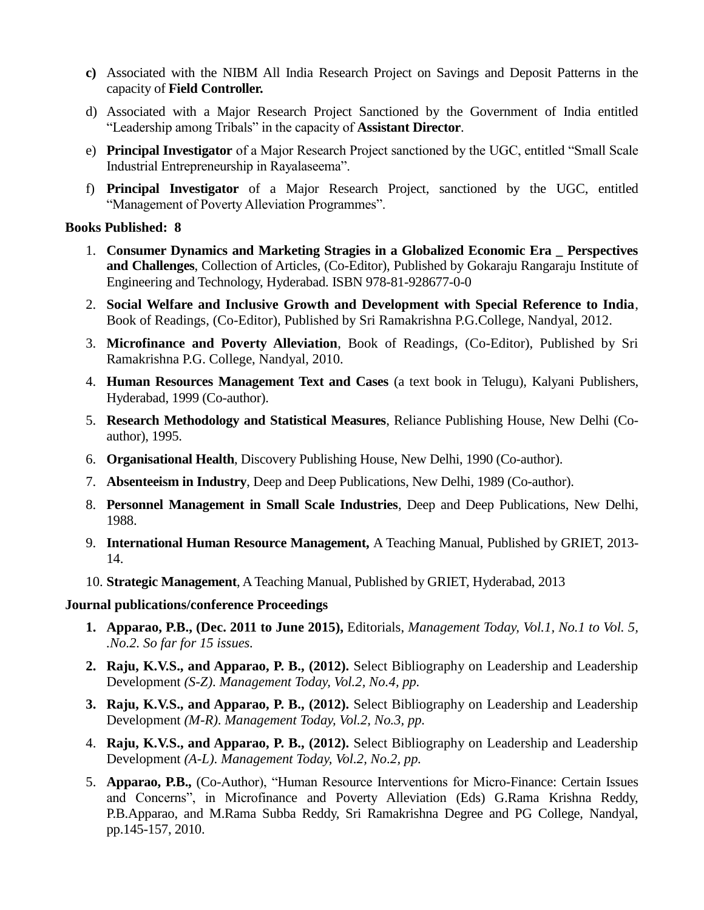c) Associated with the NIBM All India Research Project on Savings and Deposit Patterns in the capacity of **Field Controller.**

d) Associated with a Major Research Project Sanctioned by the Government of India entitled "Leadership among Tribals" in the capacity of **Assistant Director**.

e) **Principal Investigator** of a Major Research Project sanctioned by the UGC, entitled "Small Scale Industrial Entrepreneurship in Rayalaseema".

f) **Principal Investigator** of a Major Research Project, sanctioned by the UGC, entitled "Management of Poverty Alleviation Programmes".

**Books Published: 8**

1. **Consumer Dynamics and Marketing Stragies in a Globalized Economic Era _ Perspectives and Challenges**, Collection of Articles, (Co-Editor), Published by Gokaraju Rangaraju Institute of Engineering and Technology, Hyderabad. ISBN 978-81-928677-0-0
2. **Social Welfare and Inclusive Growth and Development with Special Reference to India**, Book of Readings, (Co-Editor), Published by Sri Ramakrishna P.G.College, Nandyal, 2012.
3. **Microfinance and Poverty Alleviation**, Book of Readings, (Co-Editor), Published by Sri Ramakrishna P.G. College, Nandyal, 2010.
4. **Human Resources Management Text and Cases** (a text book in Telugu), Kalyani Publishers, Hyderabad, 1999 (Co-author).
5. **Research Methodology and Statistical Measures**, Reliance Publishing House, New Delhi (Co-author), 1995.
6. **Organisational Health**, Discovery Publishing House, New Delhi, 1990 (Co-author).
7. **Absenteeism in Industry**, Deep and Deep Publications, New Delhi, 1989 (Co-author).
8. **Personnel Management in Small Scale Industries**, Deep and Deep Publications, New Delhi, 1988.
9. **International Human Resource Management,** A Teaching Manual, Published by GRIET, 2013-14.
10. **Strategic Management**, A Teaching Manual, Published by GRIET, Hyderabad, 2013

**Journal publications/conference Proceedings**

1. **Apparao, P.B., (Dec. 2011 to June 2015),** Editorials, *Management Today, Vol.1, No.1 to Vol. 5, .No.2. So far for 15 issues.*
2. **Raju, K.V.S., and Apparao, P. B., (2012).** Select Bibliography on Leadership and Leadership Development *(S-Z). Management Today, Vol.2, No.4, pp.*
3. **Raju, K.V.S., and Apparao, P. B., (2012).** Select Bibliography on Leadership and Leadership Development *(M-R). Management Today, Vol.2, No.3, pp.*
4. **Raju, K.V.S., and Apparao, P. B., (2012).** Select Bibliography on Leadership and Leadership Development *(A-L). Management Today, Vol.2, No.2, pp.*
5. **Apparao, P.B.,** (Co-Author), "Human Resource Interventions for Micro-Finance: Certain Issues and Concerns", in Microfinance and Poverty Alleviation (Eds) G.Rama Krishna Reddy, P.B.Apparao, and M.Rama Subba Reddy, Sri Ramakrishna Degree and PG College, Nandyal, pp.145-157, 2010.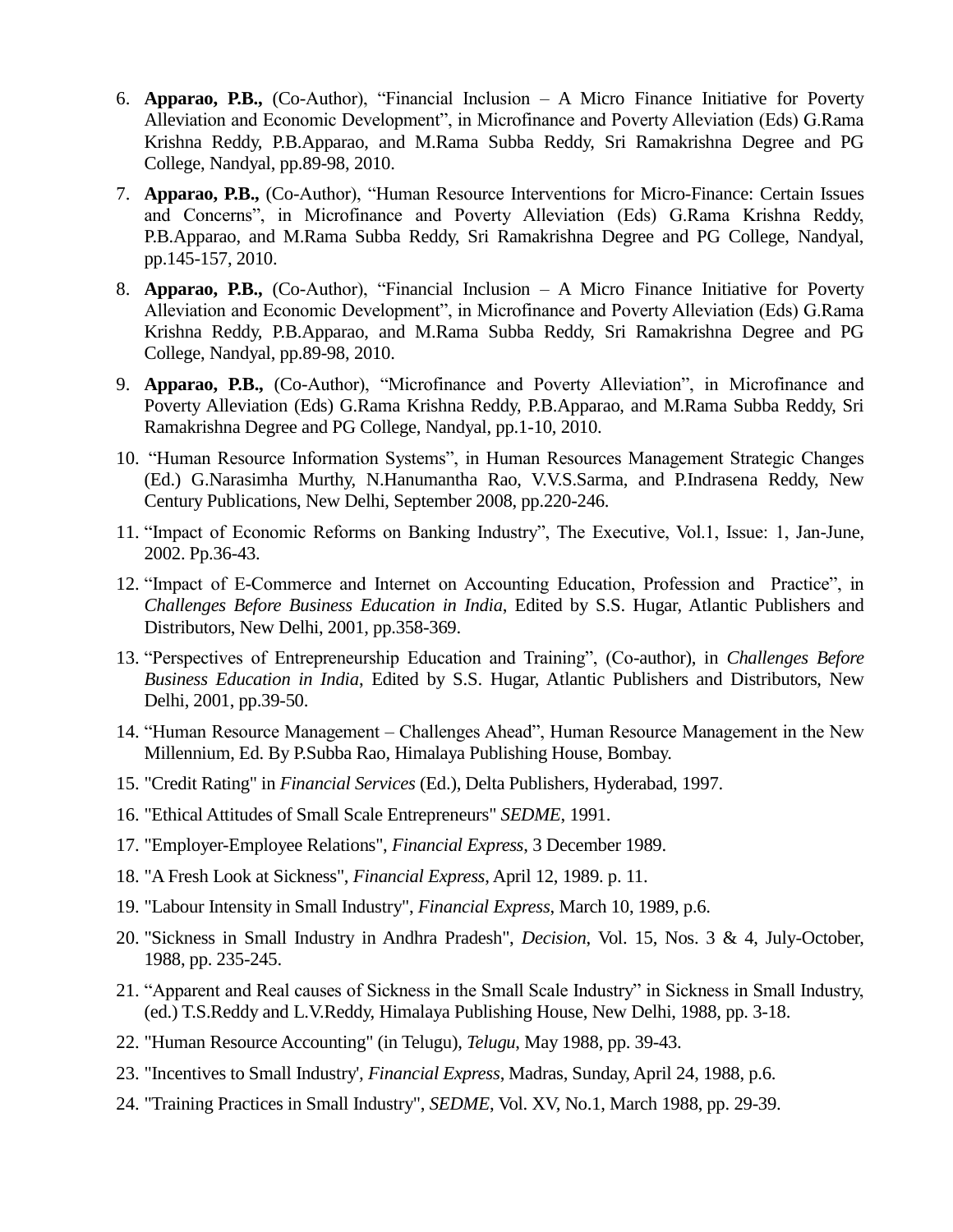6. **Apparao, P.B.,** (Co-Author), "Financial Inclusion – A Micro Finance Initiative for Poverty Alleviation and Economic Development", in Microfinance and Poverty Alleviation (Eds) G.Rama Krishna Reddy, P.B.Apparao, and M.Rama Subba Reddy, Sri Ramakrishna Degree and PG College, Nandyal, pp.89-98, 2010.
7. **Apparao, P.B.,** (Co-Author), "Human Resource Interventions for Micro-Finance: Certain Issues and Concerns", in Microfinance and Poverty Alleviation (Eds) G.Rama Krishna Reddy, P.B.Apparao, and M.Rama Subba Reddy, Sri Ramakrishna Degree and PG College, Nandyal, pp.145-157, 2010.
8. **Apparao, P.B.,** (Co-Author), "Financial Inclusion – A Micro Finance Initiative for Poverty Alleviation and Economic Development", in Microfinance and Poverty Alleviation (Eds) G.Rama Krishna Reddy, P.B.Apparao, and M.Rama Subba Reddy, Sri Ramakrishna Degree and PG College, Nandyal, pp.89-98, 2010.
9. **Apparao, P.B.,** (Co-Author), "Microfinance and Poverty Alleviation", in Microfinance and Poverty Alleviation (Eds) G.Rama Krishna Reddy, P.B.Apparao, and M.Rama Subba Reddy, Sri Ramakrishna Degree and PG College, Nandyal, pp.1-10, 2010.
10. "Human Resource Information Systems", in Human Resources Management Strategic Changes (Ed.) G.Narasimha Murthy, N.Hanumantha Rao, V.V.S.Sarma, and P.Indrasena Reddy, New Century Publications, New Delhi, September 2008, pp.220-246.
11. "Impact of Economic Reforms on Banking Industry", The Executive, Vol.1, Issue: 1, Jan-June, 2002. Pp.36-43.
12. "Impact of E-Commerce and Internet on Accounting Education, Profession and Practice", in *Challenges Before Business Education in India*, Edited by S.S. Hugar, Atlantic Publishers and Distributors, New Delhi, 2001, pp.358-369.
13. "Perspectives of Entrepreneurship Education and Training", (Co-author), in *Challenges Before Business Education in India*, Edited by S.S. Hugar, Atlantic Publishers and Distributors, New Delhi, 2001, pp.39-50.
14. "Human Resource Management – Challenges Ahead", Human Resource Management in the New Millennium, Ed. By P.Subba Rao, Himalaya Publishing House, Bombay.
15. "Credit Rating" in *Financial Services* (Ed.), Delta Publishers, Hyderabad, 1997.
16. "Ethical Attitudes of Small Scale Entrepreneurs" *SEDME*, 1991.
17. "Employer-Employee Relations", *Financial Express*, 3 December 1989.
18. "A Fresh Look at Sickness", *Financial Express*, April 12, 1989. p. 11.
19. "Labour Intensity in Small Industry", *Financial Express*, March 10, 1989, p.6.
20. "Sickness in Small Industry in Andhra Pradesh", *Decision*, Vol. 15, Nos. 3 & 4, July-October, 1988, pp. 235-245.
21. "Apparent and Real causes of Sickness in the Small Scale Industry" in Sickness in Small Industry, (ed.) T.S.Reddy and L.V.Reddy, Himalaya Publishing House, New Delhi, 1988, pp. 3-18.
22. "Human Resource Accounting" (in Telugu), *Telugu*, May 1988, pp. 39-43.
23. "Incentives to Small Industry', *Financial Express*, Madras, Sunday, April 24, 1988, p.6.
24. "Training Practices in Small Industry", *SEDME*, Vol. XV, No.1, March 1988, pp. 29-39.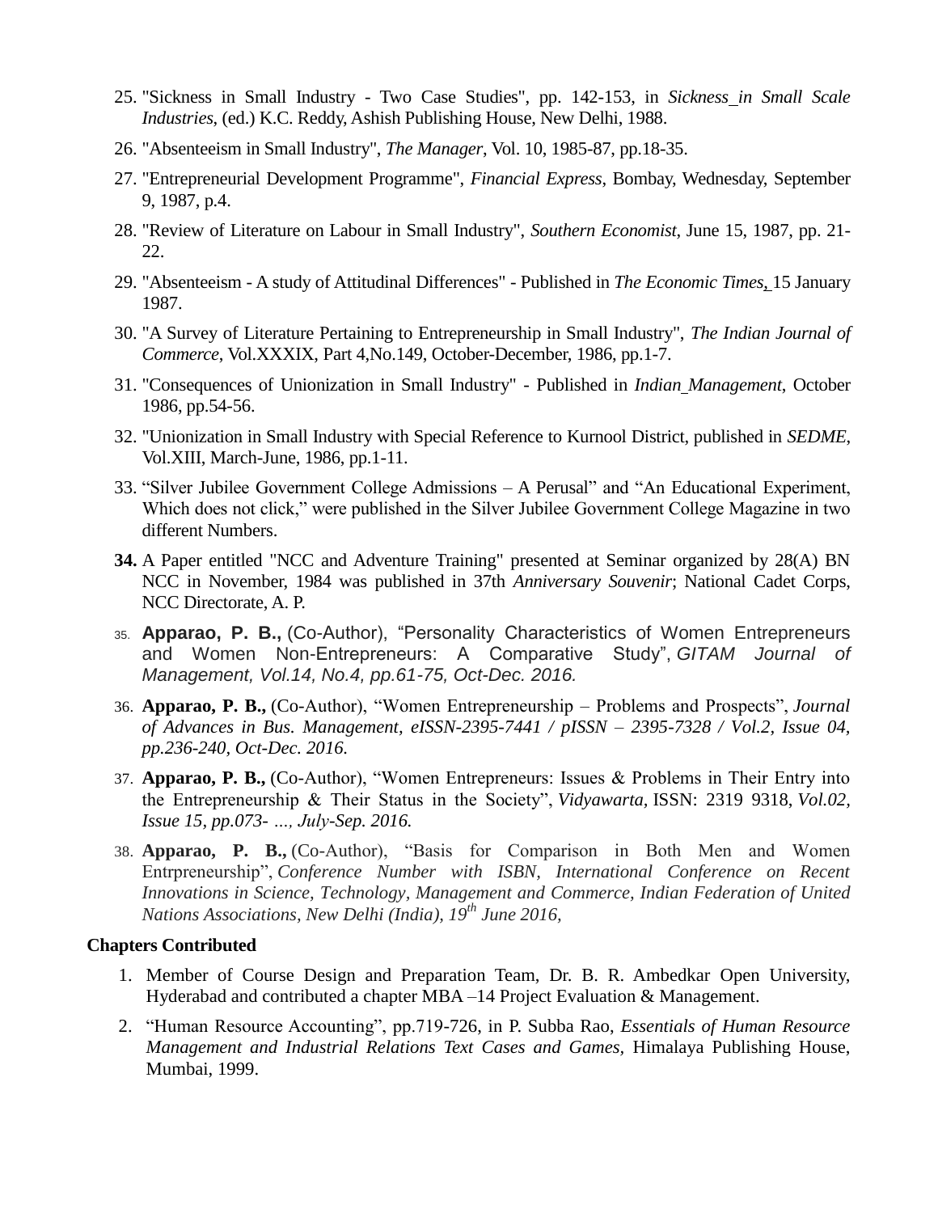25. "Sickness in Small Industry - Two Case Studies", pp. 142-153, in *Sickness in Small Scale Industries*, (ed.) K.C. Reddy, Ashish Publishing House, New Delhi, 1988.
26. "Absenteeism in Small Industry", *The Manager*, Vol. 10, 1985-87, pp.18-35.
27. "Entrepreneurial Development Programme", *Financial Express*, Bombay, Wednesday, September 9, 1987, p.4.
28. "Review of Literature on Labour in Small Industry", *Southern Economist*, June 15, 1987, pp. 21-22.
29. "Absenteeism - A study of Attitudinal Differences" - Published in *The Economic Times*, 15 January 1987.
30. "A Survey of Literature Pertaining to Entrepreneurship in Small Industry", *The Indian Journal of Commerce*, Vol.XXXIX, Part 4,No.149, October-December, 1986, pp.1-7.
31. "Consequences of Unionization in Small Industry" - Published in *Indian Management*, October 1986, pp.54-56.
32. "Unionization in Small Industry with Special Reference to Kurnool District, published in *SEDME*, Vol.XIII, March-June, 1986, pp.1-11.
33. "Silver Jubilee Government College Admissions – A Perusal" and "An Educational Experiment, Which does not click," were published in the Silver Jubilee Government College Magazine in two different Numbers.
34. A Paper entitled "NCC and Adventure Training" presented at Seminar organized by 28(A) BN NCC in November, 1984 was published in 37th *Anniversary Souvenir*; National Cadet Corps, NCC Directorate, A. P.
35. **Apparao, P. B.,** (Co-Author), "Personality Characteristics of Women Entrepreneurs and Women Non-Entrepreneurs: A Comparative Study", *GITAM Journal of Management, Vol.14, No.4, pp.61-75, Oct-Dec. 2016.*
36. **Apparao, P. B.,** (Co-Author), "Women Entrepreneurship – Problems and Prospects", *Journal of Advances in Bus. Management, eISSN-2395-7441 / pISSN – 2395-7328 / Vol.2, Issue 04, pp.236-240, Oct-Dec. 2016.*
37. **Apparao, P. B.,** (Co-Author), "Women Entrepreneurs: Issues & Problems in Their Entry into the Entrepreneurship & Their Status in the Society", *Vidyawarta,* ISSN: 2319 9318, *Vol.02, Issue 15, pp.073- …, July-Sep. 2016.*
38. **Apparao, P. B.,** (Co-Author), "Basis for Comparison in Both Men and Women Entrpreneurship", *Conference Number with ISBN, International Conference on Recent Innovations in Science, Technology, Management and Commerce, Indian Federation of United Nations Associations, New Delhi (India), 19th June 2016,*

**Chapters Contributed**

1. Member of Course Design and Preparation Team, Dr. B. R. Ambedkar Open University, Hyderabad and contributed a chapter MBA –14 Project Evaluation & Management.
2. "Human Resource Accounting", pp.719-726, in P. Subba Rao, *Essentials of Human Resource Management and Industrial Relations Text Cases and Games*, Himalaya Publishing House, Mumbai, 1999.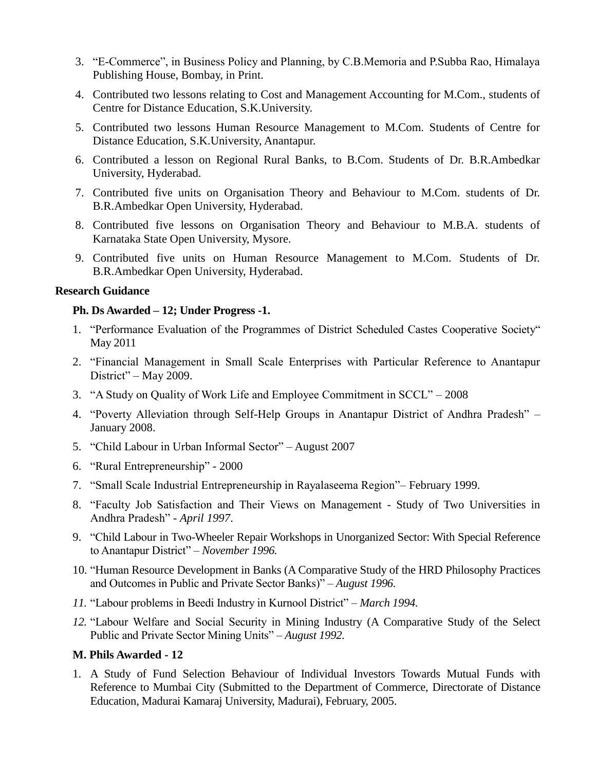3. "E-Commerce", in Business Policy and Planning, by C.B.Memoria and P.Subba Rao, Himalaya Publishing House, Bombay, in Print.
4. Contributed two lessons relating to Cost and Management Accounting for M.Com., students of Centre for Distance Education, S.K.University.
5. Contributed two lessons Human Resource Management to M.Com. Students of Centre for Distance Education, S.K.University, Anantapur.
6. Contributed a lesson on Regional Rural Banks, to B.Com. Students of Dr. B.R.Ambedkar University, Hyderabad.
7. Contributed five units on Organisation Theory and Behaviour to M.Com. students of Dr. B.R.Ambedkar Open University, Hyderabad.
8. Contributed five lessons on Organisation Theory and Behaviour to M.B.A. students of Karnataka State Open University, Mysore.
9. Contributed five units on Human Resource Management to M.Com. Students of Dr. B.R.Ambedkar Open University, Hyderabad.

**Research Guidance**

**Ph. Ds Awarded – 12; Under Progress -1.**

1. "Performance Evaluation of the Programmes of District Scheduled Castes Cooperative Society" May 2011
2. "Financial Management in Small Scale Enterprises with Particular Reference to Anantapur District" – May 2009.
3. "A Study on Quality of Work Life and Employee Commitment in SCCL" – 2008
4. "Poverty Alleviation through Self-Help Groups in Anantapur District of Andhra Pradesh" – January 2008.
5. "Child Labour in Urban Informal Sector" – August 2007
6. "Rural Entrepreneurship" - 2000
7. "Small Scale Industrial Entrepreneurship in Rayalaseema Region"– February 1999.
8. "Faculty Job Satisfaction and Their Views on Management - Study of Two Universities in Andhra Pradesh" - *April 1997*.
9. "Child Labour in Two-Wheeler Repair Workshops in Unorganized Sector: With Special Reference to Anantapur District" – *November 1996.*
10. "Human Resource Development in Banks (A Comparative Study of the HRD Philosophy Practices and Outcomes in Public and Private Sector Banks)" – *August 1996.*
11. "Labour problems in Beedi Industry in Kurnool District" – *March 1994.*
12. "Labour Welfare and Social Security in Mining Industry (A Comparative Study of the Select Public and Private Sector Mining Units" – *August 1992.*

**M. Phils Awarded - 12**

1. A Study of Fund Selection Behaviour of Individual Investors Towards Mutual Funds with Reference to Mumbai City (Submitted to the Department of Commerce, Directorate of Distance Education, Madurai Kamaraj University, Madurai), February, 2005.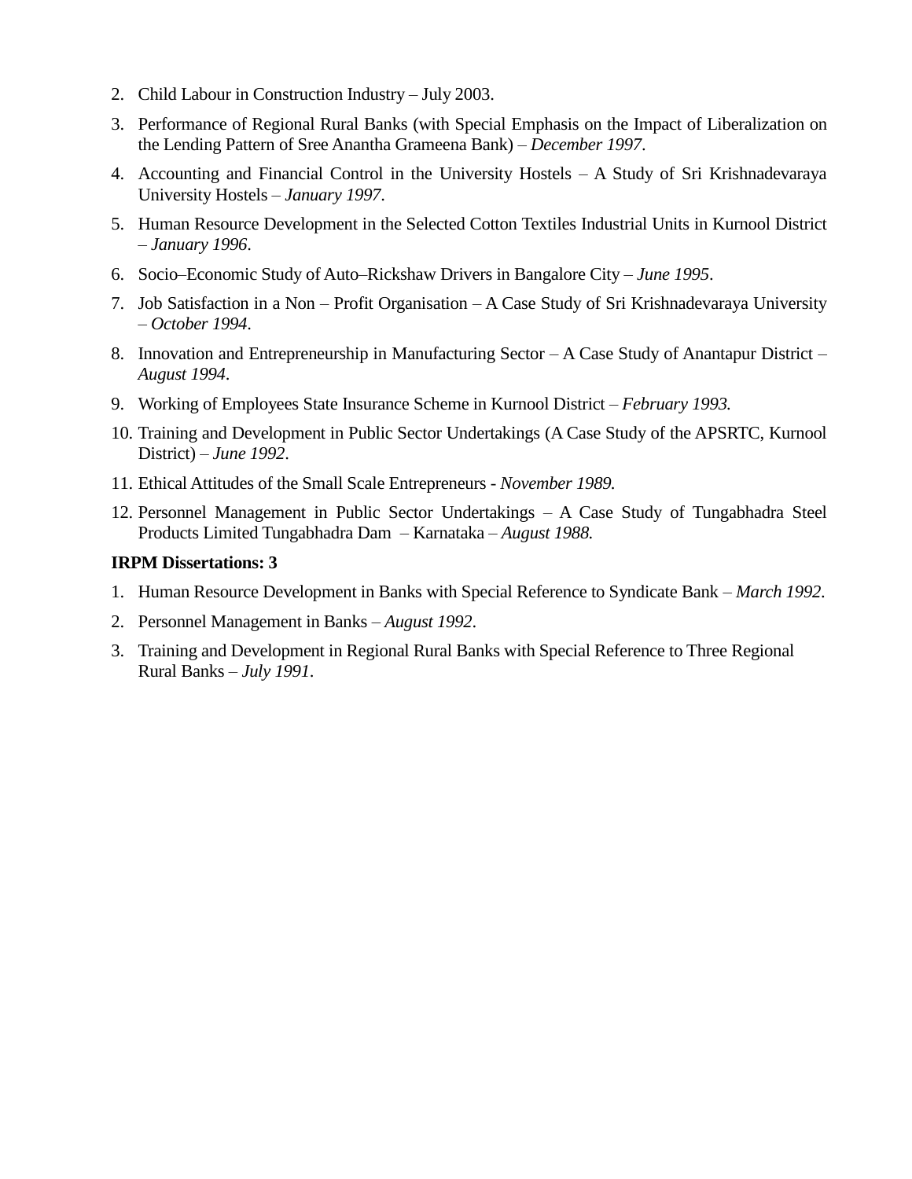2. Child Labour in Construction Industry – July 2003.
3. Performance of Regional Rural Banks (with Special Emphasis on the Impact of Liberalization on the Lending Pattern of Sree Anantha Grameena Bank) – *December 1997*.
4. Accounting and Financial Control in the University Hostels – A Study of Sri Krishnadevaraya University Hostels – *January 1997*.
5. Human Resource Development in the Selected Cotton Textiles Industrial Units in Kurnool District – *January 1996*.
6. Socio–Economic Study of Auto–Rickshaw Drivers in Bangalore City – *June 1995*.
7. Job Satisfaction in a Non – Profit Organisation – A Case Study of Sri Krishnadevaraya University – *October 1994*.
8. Innovation and Entrepreneurship in Manufacturing Sector – A Case Study of Anantapur District – *August 1994*.
9. Working of Employees State Insurance Scheme in Kurnool District – *February 1993.*
10. Training and Development in Public Sector Undertakings (A Case Study of the APSRTC, Kurnool District) – *June 1992*.
11. Ethical Attitudes of the Small Scale Entrepreneurs - *November 1989.*
12. Personnel Management in Public Sector Undertakings – A Case Study of Tungabhadra Steel Products Limited Tungabhadra Dam – Karnataka – *August 1988.*

**IRPM Dissertations: 3**

1. Human Resource Development in Banks with Special Reference to Syndicate Bank – *March 1992*.
2. Personnel Management in Banks – *August 1992*.
3. Training and Development in Regional Rural Banks with Special Reference to Three Regional Rural Banks – *July 1991*.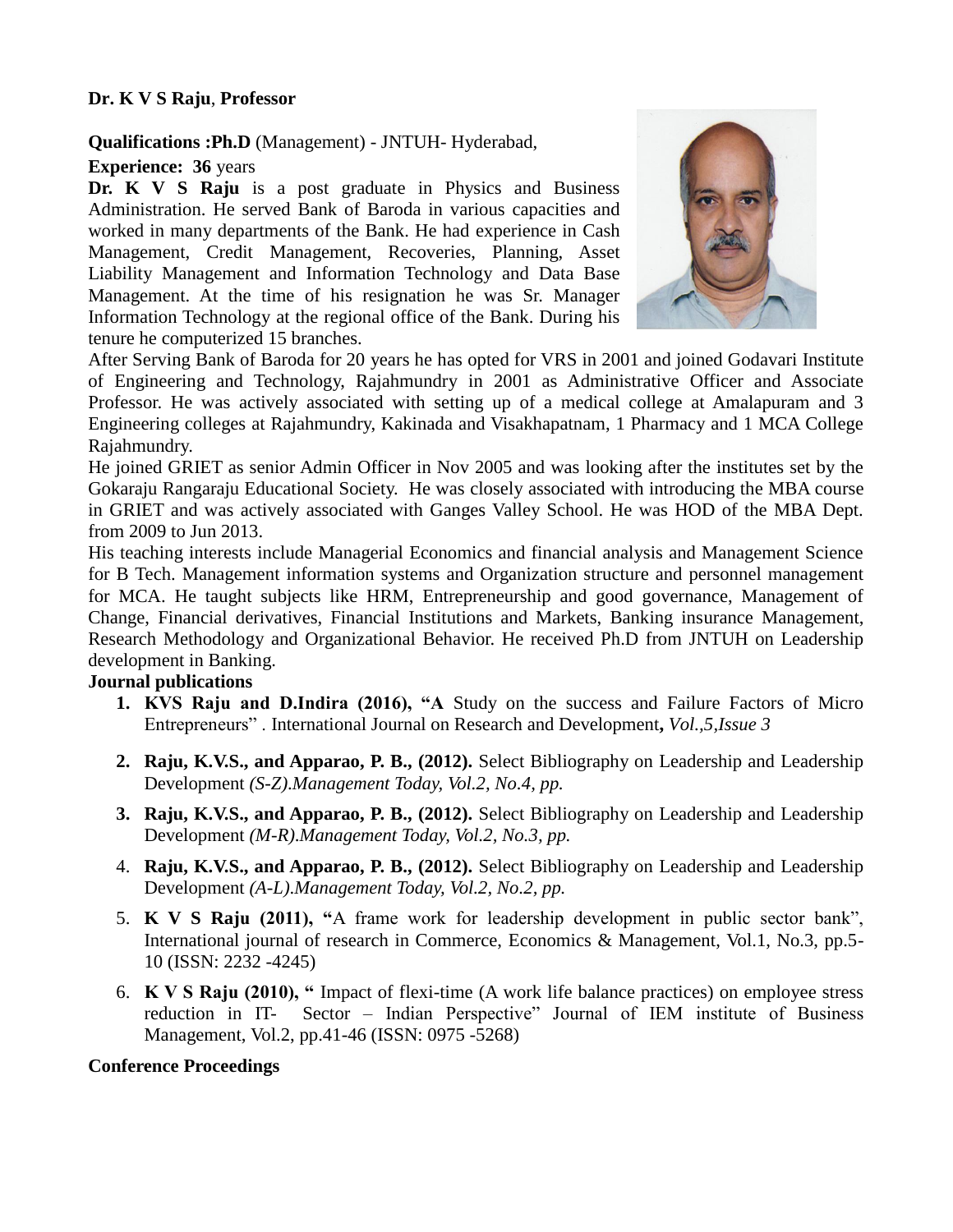**Dr. K V S Raju**, **Professor**

**Qualifications :Ph.D** (Management) - JNTUH- Hyderabad,

**Experience: 36** years

**Dr. K V S Raju** is a post graduate in Physics and Business Administration. He served Bank of Baroda in various capacities and worked in many departments of the Bank. He had experience in Cash Management, Credit Management, Recoveries, Planning, Asset Liability Management and Information Technology and Data Base Management. At the time of his resignation he was Sr. Manager Information Technology at the regional office of the Bank. During his tenure he computerized 15 branches.

After Serving Bank of Baroda for 20 years he has opted for VRS in 2001 and joined Godavari Institute of Engineering and Technology, Rajahmundry in 2001 as Administrative Officer and Associate Professor. He was actively associated with setting up of a medical college at Amalapuram and 3 Engineering colleges at Rajahmundry, Kakinada and Visakhapatnam, 1 Pharmacy and 1 MCA College Rajahmundry.

He joined GRIET as senior Admin Officer in Nov 2005 and was looking after the institutes set by the Gokaraju Rangaraju Educational Society. He was closely associated with introducing the MBA course in GRIET and was actively associated with Ganges Valley School. He was HOD of the MBA Dept. from 2009 to Jun 2013.

His teaching interests include Managerial Economics and financial analysis and Management Science for B Tech. Management information systems and Organization structure and personnel management for MCA. He taught subjects like HRM, Entrepreneurship and good governance, Management of Change, Financial derivatives, Financial Institutions and Markets, Banking insurance Management, Research Methodology and Organizational Behavior. He received Ph.D from JNTUH on Leadership development in Banking.

**Journal publications**

1. **KVS Raju and D.Indira (2016), "A** Study on the success and Failure Factors of Micro Entrepreneurs" . International Journal on Research and Development**,** *Vol.,5,Issue 3*
2. **Raju, K.V.S., and Apparao, P. B., (2012).** Select Bibliography on Leadership and Leadership Development *(S-Z).Management Today, Vol.2, No.4, pp.*
3. **Raju, K.V.S., and Apparao, P. B., (2012).** Select Bibliography on Leadership and Leadership Development *(M-R).Management Today, Vol.2, No.3, pp.*
4. **Raju, K.V.S., and Apparao, P. B., (2012).** Select Bibliography on Leadership and Leadership Development *(A-L).Management Today, Vol.2, No.2, pp.*
5. **K V S Raju (2011), "**A frame work for leadership development in public sector bank", International journal of research in Commerce, Economics & Management, Vol.1, No.3, pp.5-10 (ISSN: 2232 -4245)
6. **K V S Raju (2010), "** Impact of flexi-time (A work life balance practices) on employee stress reduction in IT- Sector – Indian Perspective" Journal of IEM institute of Business Management, Vol.2, pp.41-46 (ISSN: 0975 -5268)

**Conference Proceedings**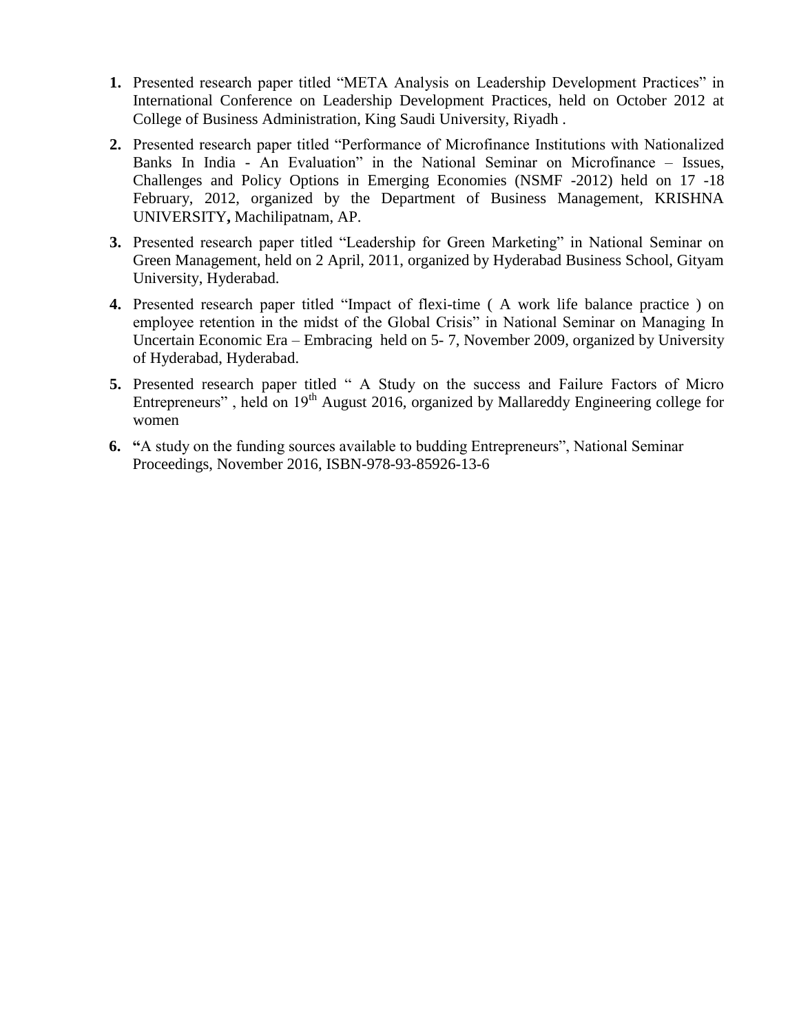1. Presented research paper titled "META Analysis on Leadership Development Practices" in International Conference on Leadership Development Practices, held on October 2012 at College of Business Administration, King Saudi University, Riyadh .

2. Presented research paper titled "Performance of Microfinance Institutions with Nationalized Banks In India - An Evaluation" in the National Seminar on Microfinance – Issues, Challenges and Policy Options in Emerging Economies (NSMF -2012) held on 17 -18 February, 2012, organized by the Department of Business Management, KRISHNA UNIVERSITY**,** Machilipatnam, AP.

3. Presented research paper titled "Leadership for Green Marketing" in National Seminar on Green Management, held on 2 April, 2011, organized by Hyderabad Business School, Gityam University, Hyderabad.

4. Presented research paper titled "Impact of flexi-time ( A work life balance practice ) on employee retention in the midst of the Global Crisis" in National Seminar on Managing In Uncertain Economic Era – Embracing held on 5- 7, November 2009, organized by University of Hyderabad, Hyderabad.

5. Presented research paper titled " A Study on the success and Failure Factors of Micro Entrepreneurs" , held on 19th August 2016, organized by Mallareddy Engineering college for women

6. **"**A study on the funding sources available to budding Entrepreneurs", National Seminar Proceedings, November 2016, ISBN-978-93-85926-13-6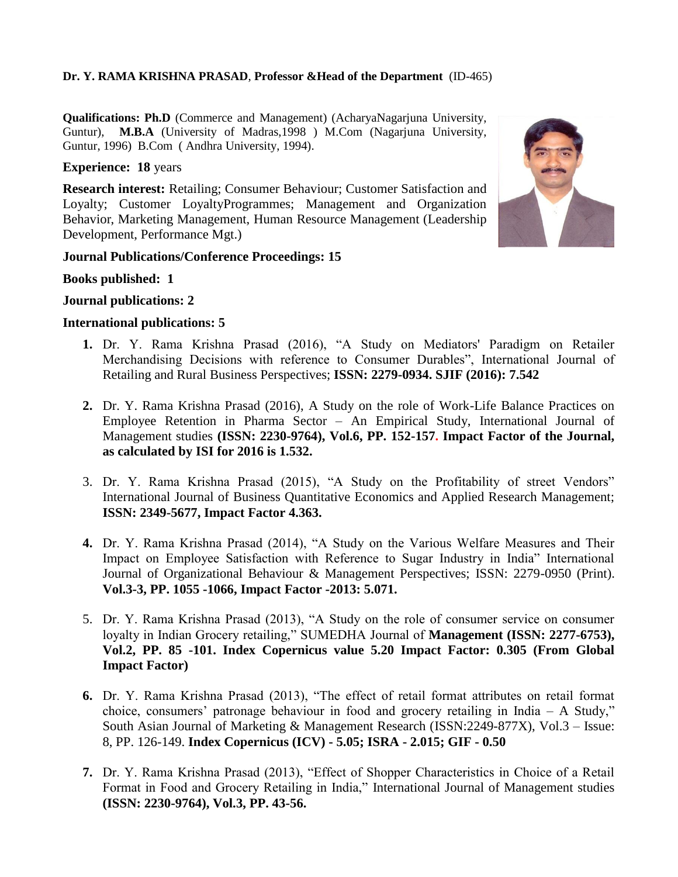**Dr. Y. RAMA KRISHNA PRASAD**, **Professor &Head of the Department** (ID-465)

**Qualifications: Ph.D** (Commerce and Management) (AcharyaNagarjuna University, Guntur), **M.B.A** (University of Madras,1998 ) M.Com (Nagarjuna University, Guntur, 1996) B.Com ( Andhra University, 1994).

**Experience: 18** years

**Research interest:** Retailing; Consumer Behaviour; Customer Satisfaction and Loyalty; Customer LoyaltyProgrammes; Management and Organization Behavior, Marketing Management, Human Resource Management (Leadership Development, Performance Mgt.)

**Journal Publications/Conference Proceedings: 15**

**Books published: 1**

**Journal publications: 2**

**International publications: 5**

1. Dr. Y. Rama Krishna Prasad (2016), "A Study on Mediators' Paradigm on Retailer Merchandising Decisions with reference to Consumer Durables", International Journal of Retailing and Rural Business Perspectives; **ISSN: 2279-0934. SJIF (2016): 7.542**

2. Dr. Y. Rama Krishna Prasad (2016), A Study on the role of Work-Life Balance Practices on Employee Retention in Pharma Sector – An Empirical Study, International Journal of Management studies **(ISSN: 2230-9764), Vol.6, PP. 152-157. Impact Factor of the Journal, as calculated by ISI for 2016 is 1.532.**

3. Dr. Y. Rama Krishna Prasad (2015), "A Study on the Profitability of street Vendors" International Journal of Business Quantitative Economics and Applied Research Management; **ISSN: 2349-5677, Impact Factor 4.363.**

4. Dr. Y. Rama Krishna Prasad (2014), "A Study on the Various Welfare Measures and Their Impact on Employee Satisfaction with Reference to Sugar Industry in India" International Journal of Organizational Behaviour & Management Perspectives; ISSN: 2279-0950 (Print). **Vol.3-3, PP. 1055 -1066, Impact Factor -2013: 5.071.**

5. Dr. Y. Rama Krishna Prasad (2013), "A Study on the role of consumer service on consumer loyalty in Indian Grocery retailing," SUMEDHA Journal of **Management (ISSN: 2277-6753), Vol.2, PP. 85 -101. Index Copernicus value 5.20 Impact Factor: 0.305 (From Global Impact Factor)**

6. Dr. Y. Rama Krishna Prasad (2013), "The effect of retail format attributes on retail format choice, consumers' patronage behaviour in food and grocery retailing in India – A Study," South Asian Journal of Marketing & Management Research (ISSN:2249-877X), Vol.3 – Issue: 8, PP. 126-149. **Index Copernicus (ICV) - 5.05; ISRA - 2.015; GIF - 0.50**

7. Dr. Y. Rama Krishna Prasad (2013), "Effect of Shopper Characteristics in Choice of a Retail Format in Food and Grocery Retailing in India," International Journal of Management studies **(ISSN: 2230-9764), Vol.3, PP. 43-56.**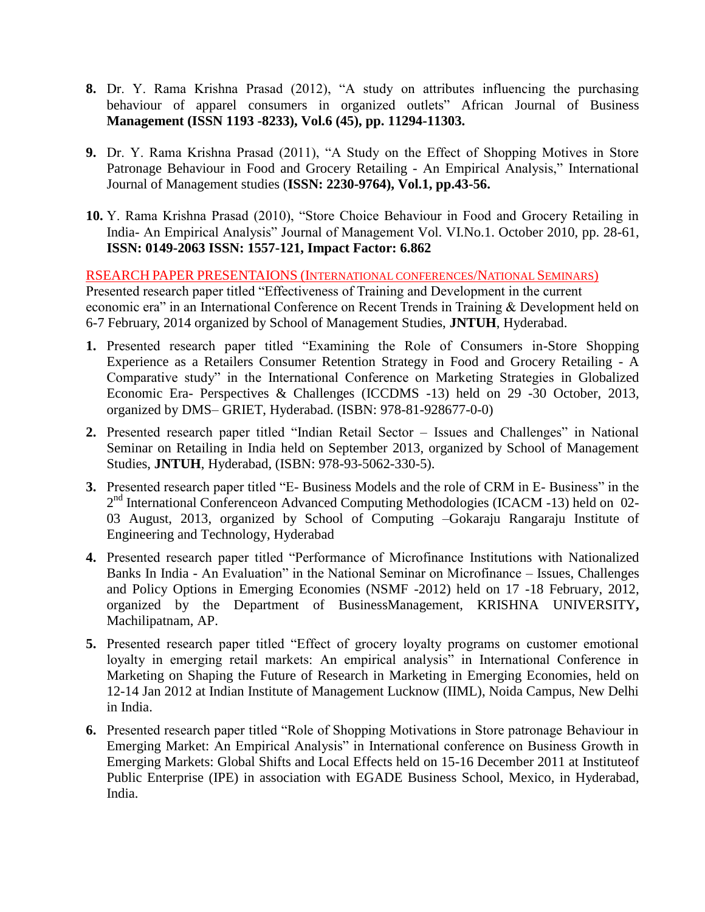8. Dr. Y. Rama Krishna Prasad (2012), "A study on attributes influencing the purchasing behaviour of apparel consumers in organized outlets" African Journal of Business **Management (ISSN 1193 -8233), Vol.6 (45), pp. 11294-11303.**

9. Dr. Y. Rama Krishna Prasad (2011), "A Study on the Effect of Shopping Motives in Store Patronage Behaviour in Food and Grocery Retailing - An Empirical Analysis," International Journal of Management studies (**ISSN: 2230-9764), Vol.1, pp.43-56.**

10. Y. Rama Krishna Prasad (2010), "Store Choice Behaviour in Food and Grocery Retailing in India- An Empirical Analysis" Journal of Management Vol. VI.No.1. October 2010, pp. 28-61, **ISSN: 0149-2063 ISSN: 1557-121, Impact Factor: 6.862**

## RSEARCH PAPER PRESENTAIONS (INTERNATIONAL CONFERENCES/NATIONAL SEMINARS)

Presented research paper titled "Effectiveness of Training and Development in the current economic era" in an International Conference on Recent Trends in Training & Development held on 6-7 February, 2014 organized by School of Management Studies, **JNTUH**, Hyderabad.

1. Presented research paper titled "Examining the Role of Consumers in-Store Shopping Experience as a Retailers Consumer Retention Strategy in Food and Grocery Retailing - A Comparative study" in the International Conference on Marketing Strategies in Globalized Economic Era- Perspectives & Challenges (ICCDMS -13) held on 29 -30 October, 2013, organized by DMS– GRIET, Hyderabad. (ISBN: 978-81-928677-0-0)

2. Presented research paper titled "Indian Retail Sector – Issues and Challenges" in National Seminar on Retailing in India held on September 2013, organized by School of Management Studies, **JNTUH**, Hyderabad, (ISBN: 978-93-5062-330-5).

3. Presented research paper titled "E- Business Models and the role of CRM in E- Business" in the 2nd International Conferenceon Advanced Computing Methodologies (ICACM -13) held on 02-03 August, 2013, organized by School of Computing –Gokaraju Rangaraju Institute of Engineering and Technology, Hyderabad

4. Presented research paper titled "Performance of Microfinance Institutions with Nationalized Banks In India - An Evaluation" in the National Seminar on Microfinance – Issues, Challenges and Policy Options in Emerging Economies (NSMF -2012) held on 17 -18 February, 2012, organized by the Department of BusinessManagement, KRISHNA UNIVERSITY**,** Machilipatnam, AP.

5. Presented research paper titled "Effect of grocery loyalty programs on customer emotional loyalty in emerging retail markets: An empirical analysis" in International Conference in Marketing on Shaping the Future of Research in Marketing in Emerging Economies, held on 12-14 Jan 2012 at Indian Institute of Management Lucknow (IIML), Noida Campus, New Delhi in India.

6. Presented research paper titled "Role of Shopping Motivations in Store patronage Behaviour in Emerging Market: An Empirical Analysis" in International conference on Business Growth in Emerging Markets: Global Shifts and Local Effects held on 15-16 December 2011 at Instituteof Public Enterprise (IPE) in association with EGADE Business School, Mexico, in Hyderabad, India.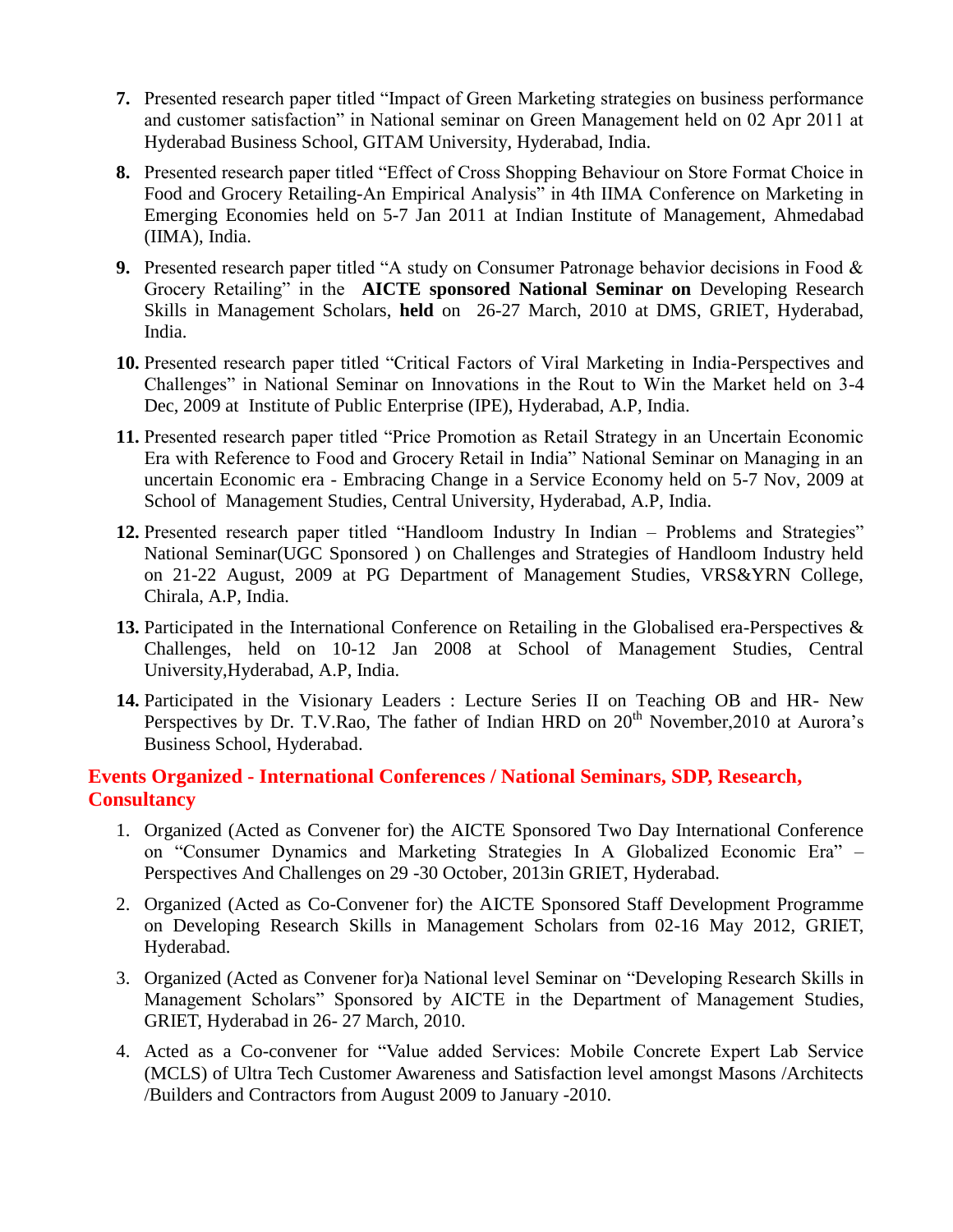7. Presented research paper titled "Impact of Green Marketing strategies on business performance and customer satisfaction" in National seminar on Green Management held on 02 Apr 2011 at Hyderabad Business School, GITAM University, Hyderabad, India.

8. Presented research paper titled "Effect of Cross Shopping Behaviour on Store Format Choice in Food and Grocery Retailing-An Empirical Analysis" in 4th IIMA Conference on Marketing in Emerging Economies held on 5-7 Jan 2011 at Indian Institute of Management, Ahmedabad (IIMA), India.

9. Presented research paper titled "A study on Consumer Patronage behavior decisions in Food & Grocery Retailing" in the **AICTE sponsored National Seminar on** Developing Research Skills in Management Scholars, **held** on 26-27 March, 2010 at DMS, GRIET, Hyderabad, India.

10. Presented research paper titled "Critical Factors of Viral Marketing in India-Perspectives and Challenges" in National Seminar on Innovations in the Rout to Win the Market held on 3-4 Dec, 2009 at Institute of Public Enterprise (IPE), Hyderabad, A.P, India.

11. Presented research paper titled "Price Promotion as Retail Strategy in an Uncertain Economic Era with Reference to Food and Grocery Retail in India" National Seminar on Managing in an uncertain Economic era - Embracing Change in a Service Economy held on 5-7 Nov, 2009 at School of Management Studies, Central University, Hyderabad, A.P, India.

12. Presented research paper titled "Handloom Industry In Indian – Problems and Strategies" National Seminar(UGC Sponsored ) on Challenges and Strategies of Handloom Industry held on 21-22 August, 2009 at PG Department of Management Studies, VRS&YRN College, Chirala, A.P, India.

13. Participated in the International Conference on Retailing in the Globalised era-Perspectives & Challenges, held on 10-12 Jan 2008 at School of Management Studies, Central University,Hyderabad, A.P, India.

14. Participated in the Visionary Leaders : Lecture Series II on Teaching OB and HR- New Perspectives by Dr. T.V.Rao, The father of Indian HRD on 20th November,2010 at Aurora's Business School, Hyderabad.

## Events Organized - International Conferences / National Seminars, SDP, Research, Consultancy

1. Organized (Acted as Convener for) the AICTE Sponsored Two Day International Conference on "Consumer Dynamics and Marketing Strategies In A Globalized Economic Era" – Perspectives And Challenges on 29 -30 October, 2013in GRIET, Hyderabad.

2. Organized (Acted as Co-Convener for) the AICTE Sponsored Staff Development Programme on Developing Research Skills in Management Scholars from 02-16 May 2012, GRIET, Hyderabad.

3. Organized (Acted as Convener for)a National level Seminar on "Developing Research Skills in Management Scholars" Sponsored by AICTE in the Department of Management Studies, GRIET, Hyderabad in 26- 27 March, 2010.

4. Acted as a Co-convener for "Value added Services: Mobile Concrete Expert Lab Service (MCLS) of Ultra Tech Customer Awareness and Satisfaction level amongst Masons /Architects /Builders and Contractors from August 2009 to January -2010.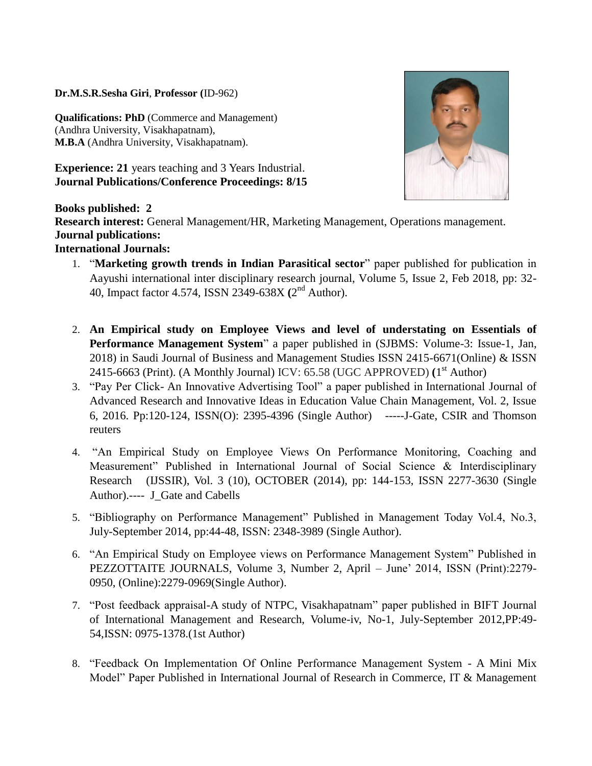**Dr.M.S.R.Sesha Giri**, **Professor (**ID-962)

**Qualifications: PhD** (Commerce and Management) (Andhra University, Visakhapatnam),
**M.B.A** (Andhra University, Visakhapatnam).

**Experience: 21** years teaching and 3 Years Industrial.
**Journal Publications/Conference Proceedings: 8/15**

**Books published: 2**
**Research interest:** General Management/HR, Marketing Management, Operations management.
**Journal publications:**
**International Journals:**

1. "**Marketing growth trends in Indian Parasitical sector**" paper published for publication in Aayushi international inter disciplinary research journal, Volume 5, Issue 2, Feb 2018, pp: 32-40, Impact factor 4.574, ISSN 2349-638X **(**2nd Author).

2. **An Empirical study on Employee Views and level of understating on Essentials of Performance Management System**" a paper published in (SJBMS: Volume-3: Issue-1, Jan, 2018) in Saudi Journal of Business and Management Studies ISSN 2415-6671(Online) & ISSN 2415-6663 (Print). (A Monthly Journal) ICV: 65.58 (UGC APPROVED) **(**1st Author)
3. "Pay Per Click- An Innovative Advertising Tool" a paper published in International Journal of Advanced Research and Innovative Ideas in Education Value Chain Management, Vol. 2, Issue 6, 2016. Pp:120-124, ISSN(O): 2395-4396 (Single Author) -----J-Gate, CSIR and Thomson reuters

4. "An Empirical Study on Employee Views On Performance Monitoring, Coaching and Measurement" Published in International Journal of Social Science & Interdisciplinary Research (IJSSIR), Vol. 3 (10), OCTOBER (2014), pp: 144-153, ISSN 2277-3630 (Single Author).---- J_Gate and Cabells

5. "Bibliography on Performance Management" Published in Management Today Vol.4, No.3, July-September 2014, pp:44-48, ISSN: 2348-3989 (Single Author).

6. "An Empirical Study on Employee views on Performance Management System" Published in PEZZOTTAITE JOURNALS, Volume 3, Number 2, April – June' 2014, ISSN (Print):2279-0950, (Online):2279-0969(Single Author).

7. "Post feedback appraisal-A study of NTPC, Visakhapatnam" paper published in BIFT Journal of International Management and Research, Volume-iv, No-1, July-September 2012,PP:49-54,ISSN: 0975-1378.(1st Author)

8. "Feedback On Implementation Of Online Performance Management System - A Mini Mix Model" Paper Published in International Journal of Research in Commerce, IT & Management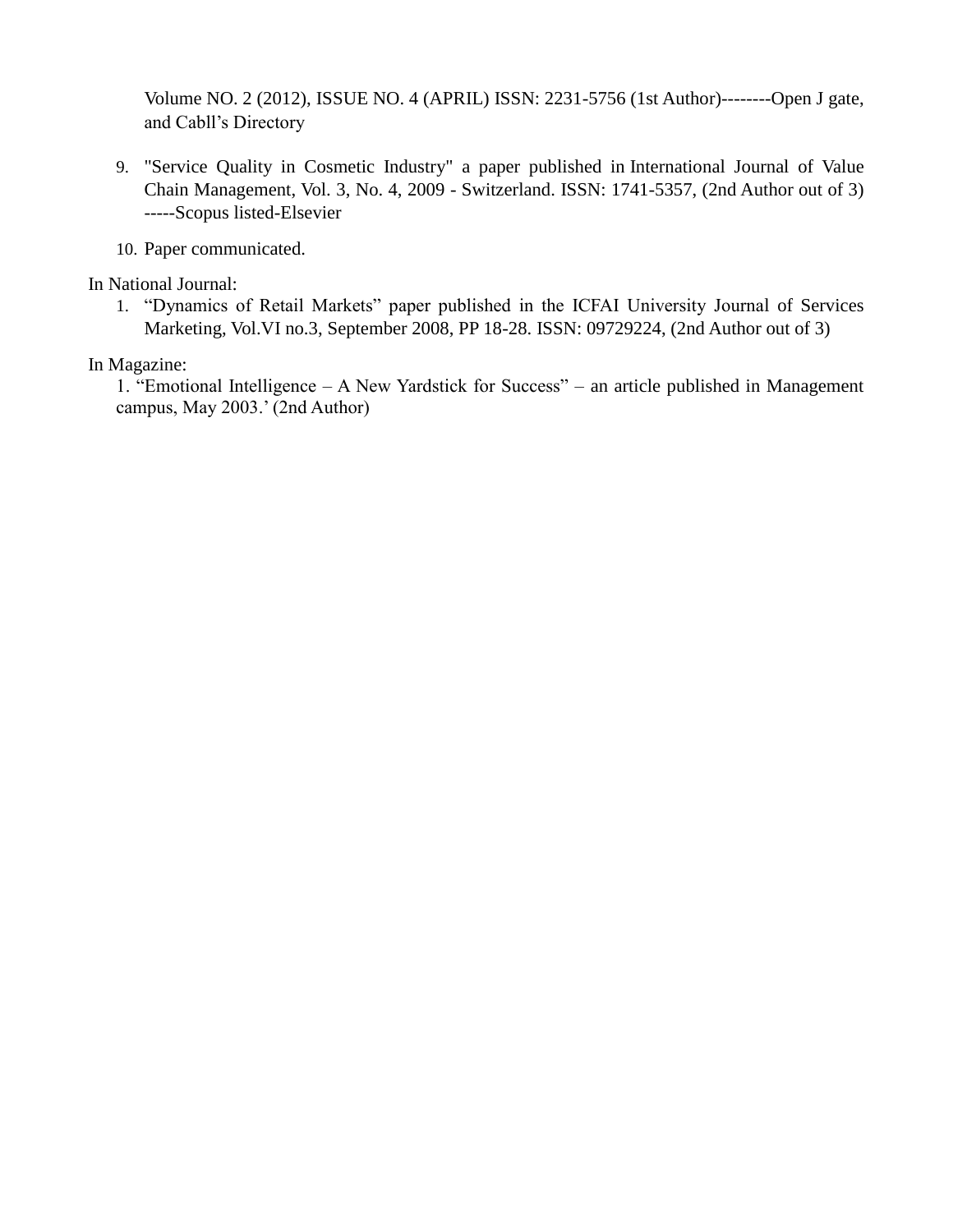Volume NO. 2 (2012), ISSUE NO. 4 (APRIL) ISSN: 2231-5756 (1st Author)--------Open J gate, and Cabll's Directory

9. "Service Quality in Cosmetic Industry" a paper published in International Journal of Value Chain Management, Vol. 3, No. 4, 2009 - Switzerland. ISSN: 1741-5357, (2nd Author out of 3) -----Scopus listed-Elsevier

10. Paper communicated.

In National Journal:

1. "Dynamics of Retail Markets" paper published in the ICFAI University Journal of Services Marketing, Vol.VI no.3, September 2008, PP 18-28. ISSN: 09729224, (2nd Author out of 3)

In Magazine:

1. "Emotional Intelligence – A New Yardstick for Success" – an article published in Management campus, May 2003.' (2nd Author)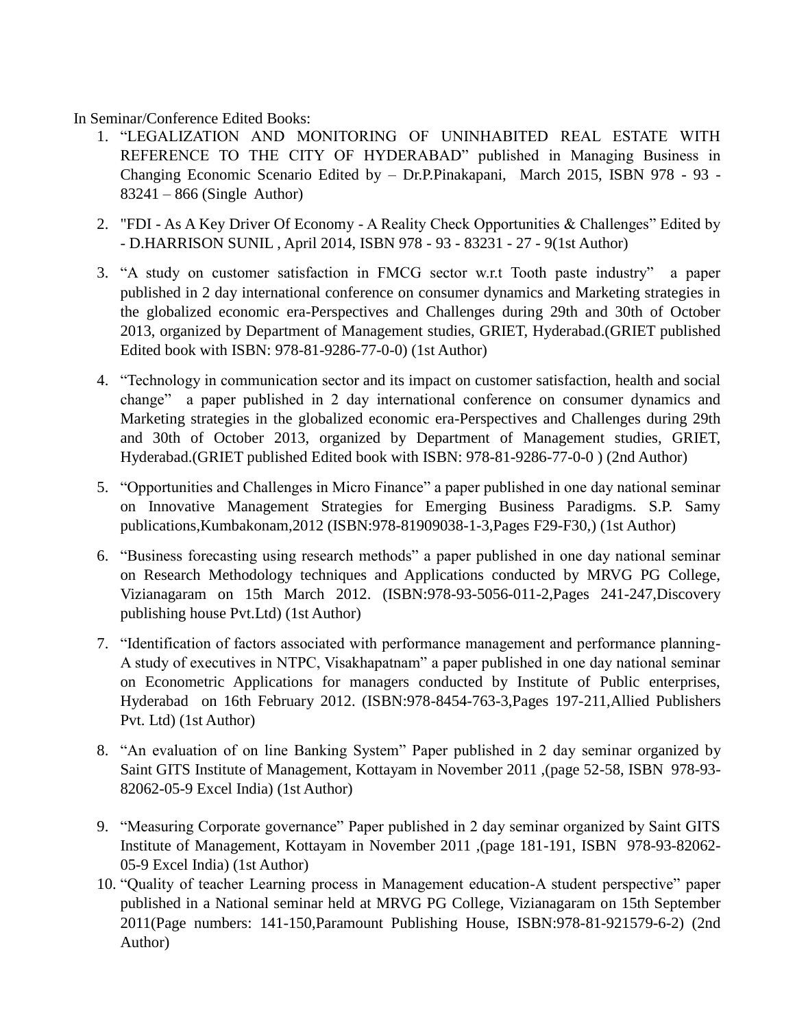In Seminar/Conference Edited Books:

1. "LEGALIZATION AND MONITORING OF UNINHABITED REAL ESTATE WITH REFERENCE TO THE CITY OF HYDERABAD" published in Managing Business in Changing Economic Scenario Edited by – Dr.P.Pinakapani, March 2015, ISBN 978 - 93 - 83241 – 866 (Single Author)
2. "FDI - As A Key Driver Of Economy - A Reality Check Opportunities & Challenges" Edited by - D.HARRISON SUNIL , April 2014, ISBN 978 - 93 - 83231 - 27 - 9(1st Author)
3. "A study on customer satisfaction in FMCG sector w.r.t Tooth paste industry" a paper published in 2 day international conference on consumer dynamics and Marketing strategies in the globalized economic era-Perspectives and Challenges during 29th and 30th of October 2013, organized by Department of Management studies, GRIET, Hyderabad.(GRIET published Edited book with ISBN: 978-81-9286-77-0-0) (1st Author)
4. "Technology in communication sector and its impact on customer satisfaction, health and social change" a paper published in 2 day international conference on consumer dynamics and Marketing strategies in the globalized economic era-Perspectives and Challenges during 29th and 30th of October 2013, organized by Department of Management studies, GRIET, Hyderabad.(GRIET published Edited book with ISBN: 978-81-9286-77-0-0 ) (2nd Author)
5. "Opportunities and Challenges in Micro Finance" a paper published in one day national seminar on Innovative Management Strategies for Emerging Business Paradigms. S.P. Samy publications,Kumbakonam,2012 (ISBN:978-81909038-1-3,Pages F29-F30,) (1st Author)
6. "Business forecasting using research methods" a paper published in one day national seminar on Research Methodology techniques and Applications conducted by MRVG PG College, Vizianagaram on 15th March 2012. (ISBN:978-93-5056-011-2,Pages 241-247,Discovery publishing house Pvt.Ltd) (1st Author)
7. "Identification of factors associated with performance management and performance planning-A study of executives in NTPC, Visakhapatnam" a paper published in one day national seminar on Econometric Applications for managers conducted by Institute of Public enterprises, Hyderabad on 16th February 2012. (ISBN:978-8454-763-3,Pages 197-211,Allied Publishers Pvt. Ltd) (1st Author)
8. "An evaluation of on line Banking System" Paper published in 2 day seminar organized by Saint GITS Institute of Management, Kottayam in November 2011 ,(page 52-58, ISBN 978-93-82062-05-9 Excel India) (1st Author)
9. "Measuring Corporate governance" Paper published in 2 day seminar organized by Saint GITS Institute of Management, Kottayam in November 2011 ,(page 181-191, ISBN 978-93-82062-05-9 Excel India) (1st Author)
10. "Quality of teacher Learning process in Management education-A student perspective" paper published in a National seminar held at MRVG PG College, Vizianagaram on 15th September 2011(Page numbers: 141-150,Paramount Publishing House, ISBN:978-81-921579-6-2) (2nd Author)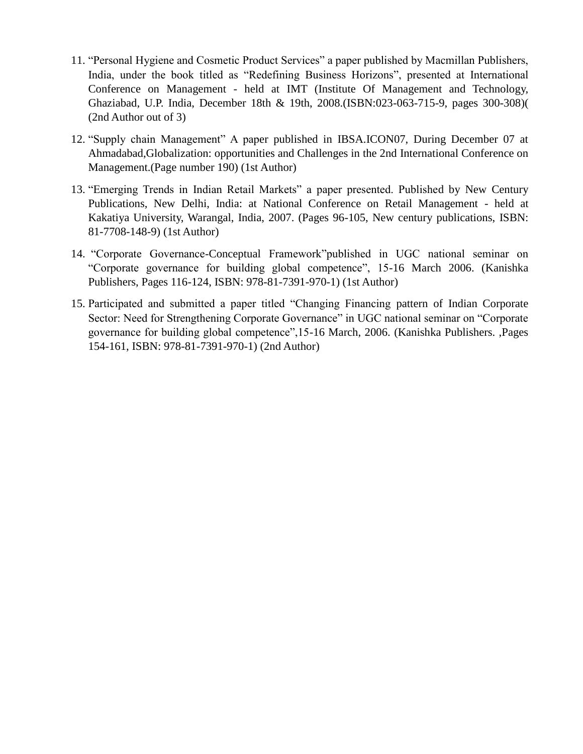11. “Personal Hygiene and Cosmetic Product Services” a paper published by Macmillan Publishers, India, under the book titled as “Redefining Business Horizons”, presented at International Conference on Management - held at IMT (Institute Of Management and Technology, Ghaziabad, U.P. India, December 18th & 19th, 2008.(ISBN:023-063-715-9, pages 300-308)( (2nd Author out of 3)

12. “Supply chain Management” A paper published in IBSA.ICON07, During December 07 at Ahmadabad,Globalization: opportunities and Challenges in the 2nd International Conference on Management.(Page number 190) (1st Author)

13. “Emerging Trends in Indian Retail Markets” a paper presented. Published by New Century Publications, New Delhi, India: at National Conference on Retail Management - held at Kakatiya University, Warangal, India, 2007. (Pages 96-105, New century publications, ISBN: 81-7708-148-9) (1st Author)

14. “Corporate Governance-Conceptual Framework”published in UGC national seminar on “Corporate governance for building global competence”, 15-16 March 2006. (Kanishka Publishers, Pages 116-124, ISBN: 978-81-7391-970-1) (1st Author)

15. Participated and submitted a paper titled “Changing Financing pattern of Indian Corporate Sector: Need for Strengthening Corporate Governance” in UGC national seminar on “Corporate governance for building global competence”,15-16 March, 2006. (Kanishka Publishers. ,Pages 154-161, ISBN: 978-81-7391-970-1) (2nd Author)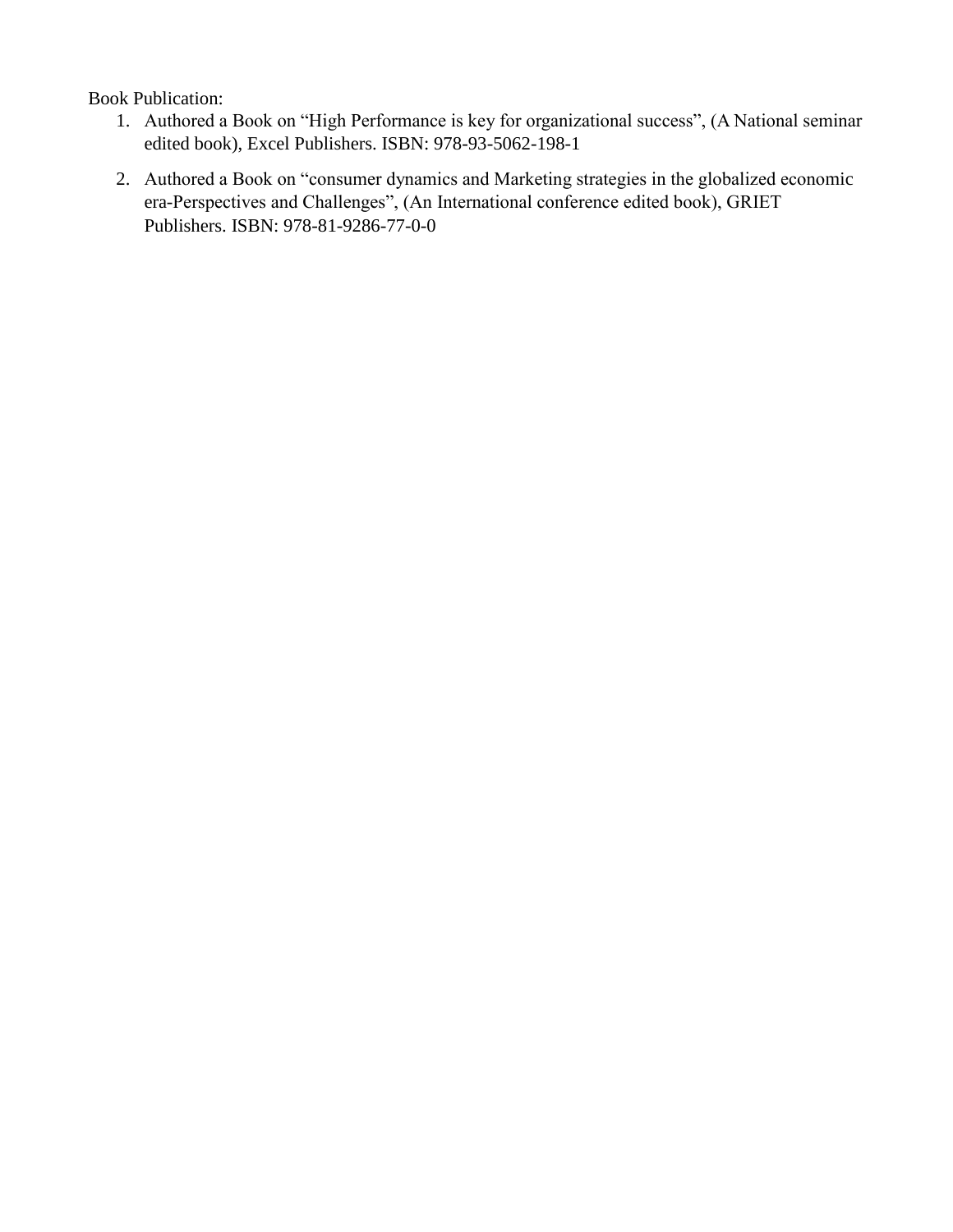Book Publication:

1. Authored a Book on “High Performance is key for organizational success”, (A National seminar edited book), Excel Publishers. ISBN: 978-93-5062-198-1
2. Authored a Book on “consumer dynamics and Marketing strategies in the globalized economic era-Perspectives and Challenges”, (An International conference edited book), GRIET Publishers. ISBN: 978-81-9286-77-0-0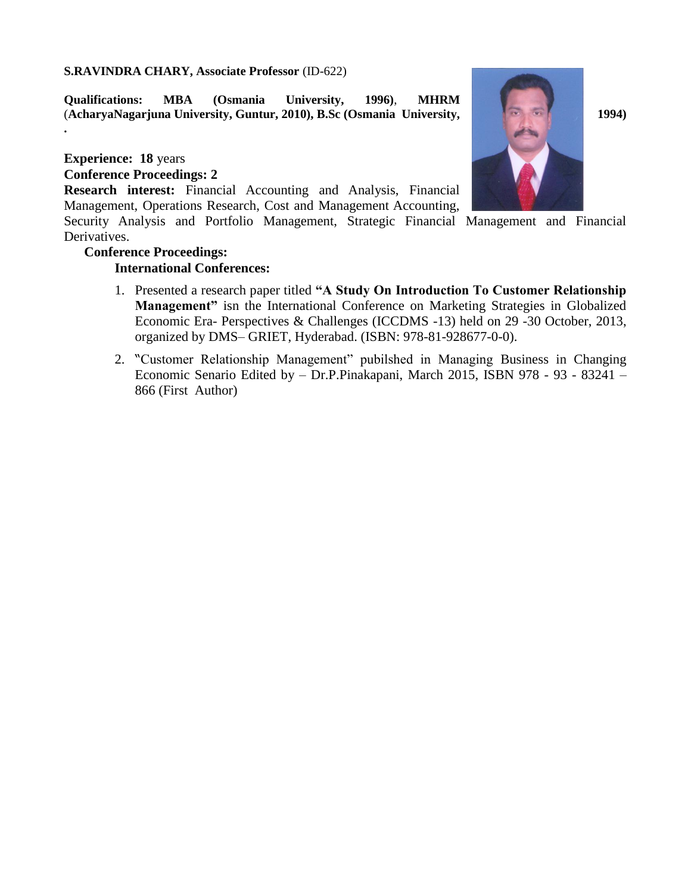**S.RAVINDRA CHARY, Associate Professor** (ID-622)

**Qualifications: MBA (Osmania University, 1996)**, **MHRM** (**AcharyaNagarjuna University, Guntur, 2010), B.Sc (Osmania University, 1994)**
.

**Experience: 18** years

**Conference Proceedings: 2**

**Research interest:** Financial Accounting and Analysis, Financial Management, Operations Research, Cost and Management Accounting, Security Analysis and Portfolio Management, Strategic Financial Management and Financial Derivatives.

**Conference Proceedings:**

**International Conferences:**

1. Presented a research paper titled **"A Study On Introduction To Customer Relationship Management"** isn the International Conference on Marketing Strategies in Globalized Economic Era- Perspectives & Challenges (ICCDMS -13) held on 29 -30 October, 2013, organized by DMS– GRIET, Hyderabad. (ISBN: 978-81-928677-0-0).
2. "Customer Relationship Management" pubilshed in Managing Business in Changing Economic Senario Edited by – Dr.P.Pinakapani, March 2015, ISBN 978 - 93 - 83241 – 866 (First Author)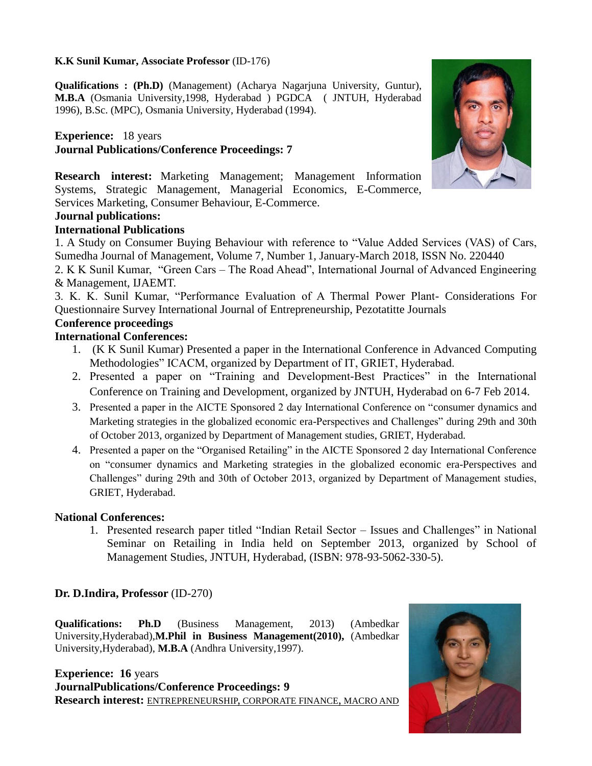**K.K Sunil Kumar, Associate Professor** (ID-176)

**Qualifications : (Ph.D)** (Management) (Acharya Nagarjuna University, Guntur), **M.B.A** (Osmania University,1998, Hyderabad ) PGDCA ( JNTUH, Hyderabad 1996), B.Sc. (MPC), Osmania University, Hyderabad (1994).

**Experience:** 18 years
**Journal Publications/Conference Proceedings: 7**

**Research interest:** Marketing Management; Management Information Systems, Strategic Management, Managerial Economics, E-Commerce, Services Marketing, Consumer Behaviour, E-Commerce.

**Journal publications:**

**International Publications**

1. A Study on Consumer Buying Behaviour with reference to "Value Added Services (VAS) of Cars, Sumedha Journal of Management, Volume 7, Number 1, January-March 2018, ISSN No. 220440
2. K K Sunil Kumar, "Green Cars – The Road Ahead", International Journal of Advanced Engineering & Management, IJAEMT.
3. K. K. Sunil Kumar, "Performance Evaluation of A Thermal Power Plant- Considerations For Questionnaire Survey International Journal of Entrepreneurship, Pezotatitte Journals

**Conference proceedings**

**International Conferences:**

1. (K K Sunil Kumar) Presented a paper in the International Conference in Advanced Computing Methodologies" ICACM, organized by Department of IT, GRIET, Hyderabad.
2. Presented a paper on "Training and Development-Best Practices" in the International Conference on Training and Development, organized by JNTUH, Hyderabad on 6-7 Feb 2014.
3. Presented a paper in the AICTE Sponsored 2 day International Conference on "consumer dynamics and Marketing strategies in the globalized economic era-Perspectives and Challenges" during 29th and 30th of October 2013, organized by Department of Management studies, GRIET, Hyderabad.
4. Presented a paper on the "Organised Retailing" in the AICTE Sponsored 2 day International Conference on "consumer dynamics and Marketing strategies in the globalized economic era-Perspectives and Challenges" during 29th and 30th of October 2013, organized by Department of Management studies, GRIET, Hyderabad.

**National Conferences:**

1. Presented research paper titled "Indian Retail Sector – Issues and Challenges" in National Seminar on Retailing in India held on September 2013, organized by School of Management Studies, JNTUH, Hyderabad, (ISBN: 978-93-5062-330-5).

**Dr. D.Indira, Professor** (ID-270)

**Qualifications: Ph.D** (Business Management, 2013) (Ambedkar University,Hyderabad),**M.Phil in Business Management(2010),** (Ambedkar University,Hyderabad), **M.B.A** (Andhra University,1997).

**Experience: 16** years
**JournalPublications/Conference Proceedings: 9**
**Research interest:** ENTREPRENEURSHIP, CORPORATE FINANCE, MACRO AND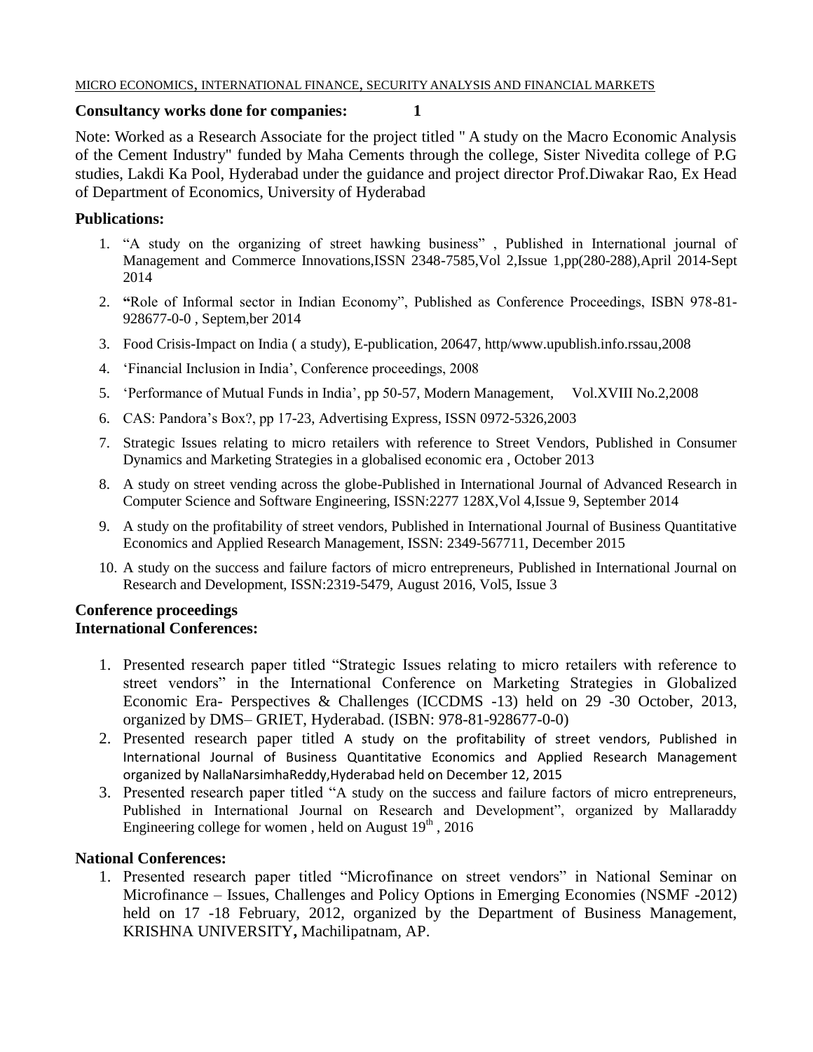MICRO ECONOMICS, INTERNATIONAL FINANCE, SECURITY ANALYSIS AND FINANCIAL MARKETS

**Consultancy works done for companies: 1**

Note: Worked as a Research Associate for the project titled " A study on the Macro Economic Analysis of the Cement Industry" funded by Maha Cements through the college, Sister Nivedita college of P.G studies, Lakdi Ka Pool, Hyderabad under the guidance and project director Prof.Diwakar Rao, Ex Head of Department of Economics, University of Hyderabad

## Publications:

1. "A study on the organizing of street hawking business" , Published in International journal of Management and Commerce Innovations,ISSN 2348-7585,Vol 2,Issue 1,pp(280-288),April 2014-Sept 2014
2. **"**Role of Informal sector in Indian Economy", Published as Conference Proceedings, ISBN 978-81-928677-0-0 , Septem,ber 2014
3. Food Crisis-Impact on India ( a study), E-publication, 20647, http/www.upublish.info.rssau,2008
4. 'Financial Inclusion in India', Conference proceedings, 2008
5. 'Performance of Mutual Funds in India', pp 50-57, Modern Management, Vol.XVIII No.2,2008
6. CAS: Pandora's Box?, pp 17-23, Advertising Express, ISSN 0972-5326,2003
7. Strategic Issues relating to micro retailers with reference to Street Vendors, Published in Consumer Dynamics and Marketing Strategies in a globalised economic era , October 2013
8. A study on street vending across the globe-Published in International Journal of Advanced Research in Computer Science and Software Engineering, ISSN:2277 128X,Vol 4,Issue 9, September 2014
9. A study on the profitability of street vendors, Published in International Journal of Business Quantitative Economics and Applied Research Management, ISSN: 2349-567711, December 2015
10. A study on the success and failure factors of micro entrepreneurs, Published in International Journal on Research and Development, ISSN:2319-5479, August 2016, Vol5, Issue 3

## Conference proceedings
## International Conferences:

1. Presented research paper titled "Strategic Issues relating to micro retailers with reference to street vendors" in the International Conference on Marketing Strategies in Globalized Economic Era- Perspectives & Challenges (ICCDMS -13) held on 29 -30 October, 2013, organized by DMS– GRIET, Hyderabad. (ISBN: 978-81-928677-0-0)
2. Presented research paper titled A study on the profitability of street vendors, Published in International Journal of Business Quantitative Economics and Applied Research Management organized by NallaNarsimhaReddy,Hyderabad held on December 12, 2015
3. Presented research paper titled "A study on the success and failure factors of micro entrepreneurs, Published in International Journal on Research and Development", organized by Mallaraddy Engineering college for women , held on August 19th , 2016

## National Conferences:

1. Presented research paper titled "Microfinance on street vendors" in National Seminar on Microfinance – Issues, Challenges and Policy Options in Emerging Economies (NSMF -2012) held on 17 -18 February, 2012, organized by the Department of Business Management, KRISHNA UNIVERSITY**,** Machilipatnam, AP.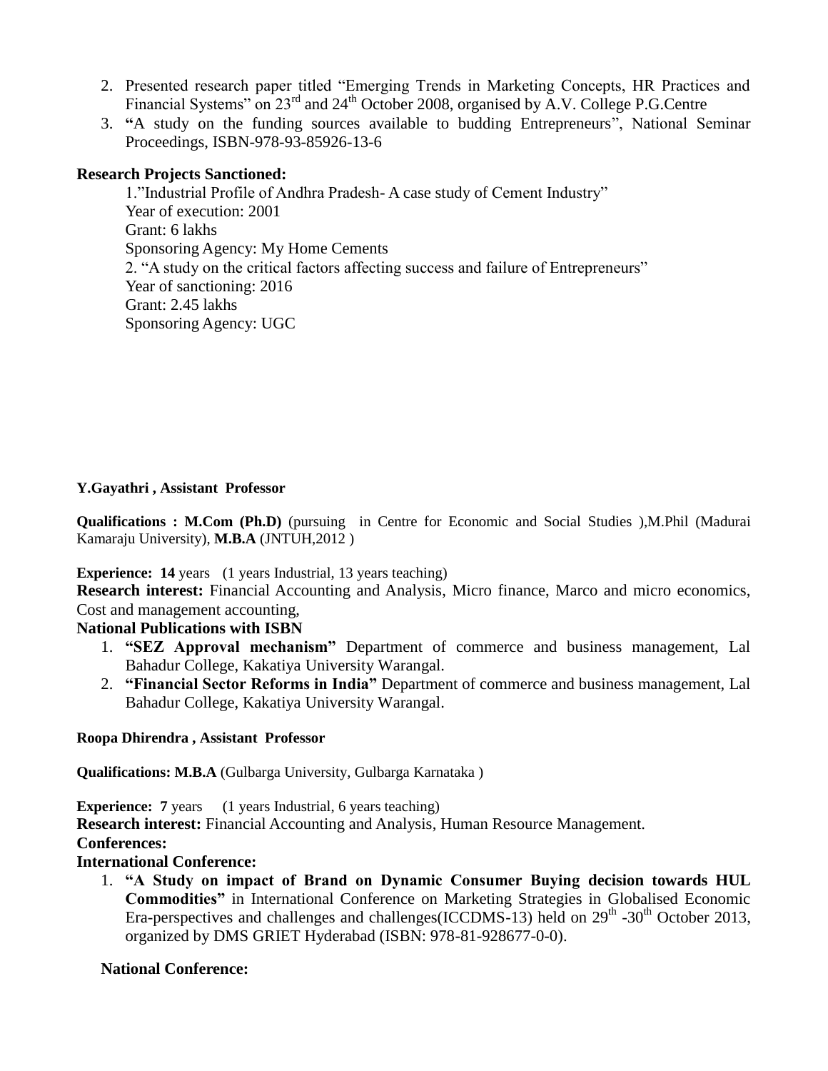2. Presented research paper titled "Emerging Trends in Marketing Concepts, HR Practices and Financial Systems" on 23rd and 24th October 2008, organised by A.V. College P.G.Centre
3. **"**A study on the funding sources available to budding Entrepreneurs", National Seminar Proceedings, ISBN-978-93-85926-13-6

**Research Projects Sanctioned:**

1."Industrial Profile of Andhra Pradesh- A case study of Cement Industry"
Year of execution: 2001
Grant: 6 lakhs
Sponsoring Agency: My Home Cements

2. "A study on the critical factors affecting success and failure of Entrepreneurs"
Year of sanctioning: 2016
Grant: 2.45 lakhs
Sponsoring Agency: UGC

**Y.Gayathri , Assistant Professor**

**Qualifications : M.Com (Ph.D)** (pursuing in Centre for Economic and Social Studies ),M.Phil (Madurai Kamaraju University), **M.B.A** (JNTUH,2012 )

**Experience: 14** years (1 years Industrial, 13 years teaching)

**Research interest:** Financial Accounting and Analysis, Micro finance, Marco and micro economics, Cost and management accounting,

**National Publications with ISBN**

1. **"SEZ Approval mechanism"** Department of commerce and business management, Lal Bahadur College, Kakatiya University Warangal.
2. **"Financial Sector Reforms in India"** Department of commerce and business management, Lal Bahadur College, Kakatiya University Warangal.

**Roopa Dhirendra , Assistant Professor**

**Qualifications: M.B.A** (Gulbarga University, Gulbarga Karnataka )

**Experience: 7** years (1 years Industrial, 6 years teaching)

**Research interest:** Financial Accounting and Analysis, Human Resource Management.

**Conferences:**

**International Conference:**

1. **"A Study on impact of Brand on Dynamic Consumer Buying decision towards HUL Commodities"** in International Conference on Marketing Strategies in Globalised Economic Era-perspectives and challenges and challenges(ICCDMS-13) held on 29th -30th October 2013, organized by DMS GRIET Hyderabad (ISBN: 978-81-928677-0-0).

**National Conference:**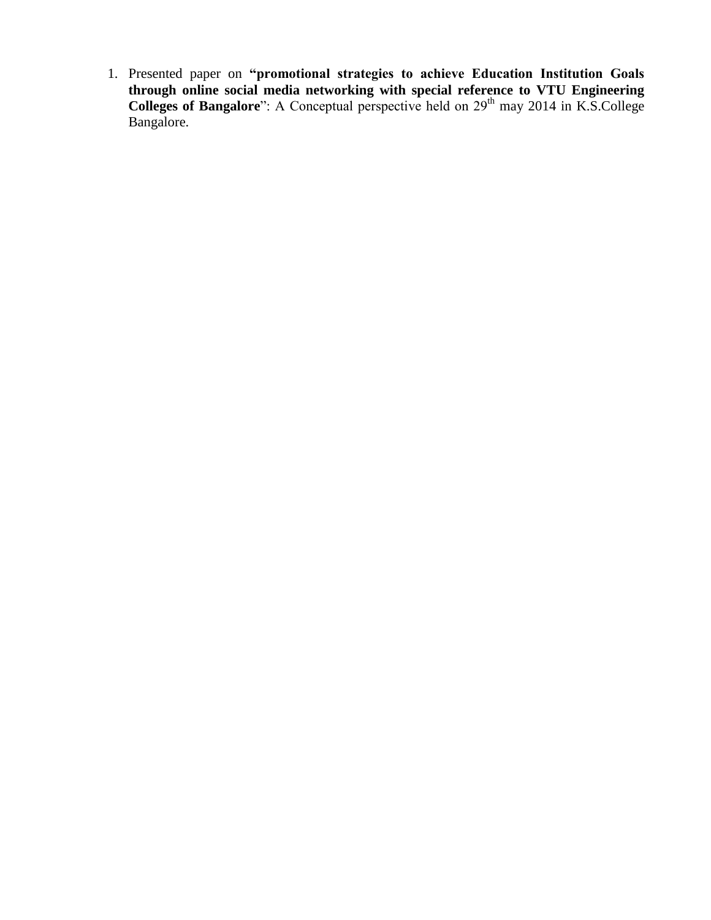1. Presented paper on **"promotional strategies to achieve Education Institution Goals through online social media networking with special reference to VTU Engineering Colleges of Bangalore**": A Conceptual perspective held on 29th may 2014 in K.S.College Bangalore.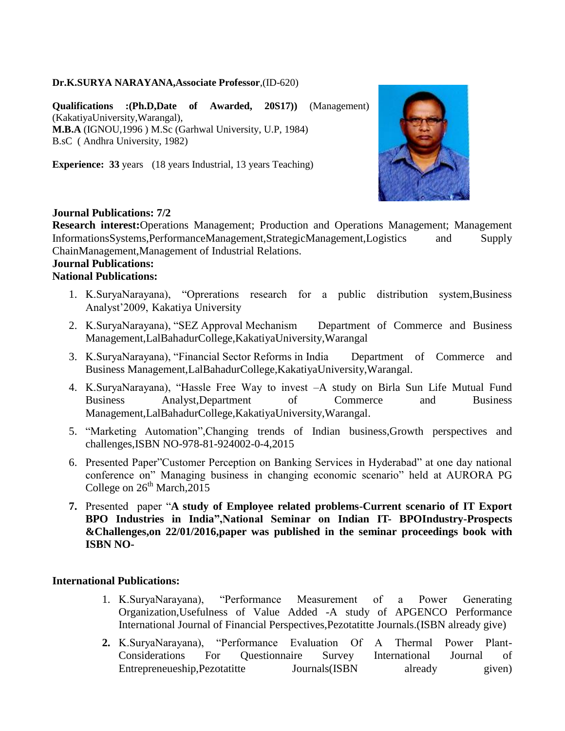**Dr.K.SURYA NARAYANA,Associate Professor**,(ID-620)

**Qualifications :(Ph.D,Date of Awarded, 20S17))** (Management) (KakatiyaUniversity,Warangal),
**M.B.A** (IGNOU,1996 ) M.Sc (Garhwal University, U.P, 1984)
B.sC ( Andhra University, 1982)

**Experience: 33** years (18 years Industrial, 13 years Teaching)

**Journal Publications: 7/2**

**Research interest:**Operations Management; Production and Operations Management; Management InformationsSystems,PerformanceManagement,StrategicManagement,Logistics and Supply ChainManagement,Management of Industrial Relations.

**Journal Publications:**

**National Publications:**

1. K.SuryaNarayana), "Oprerations research for a public distribution system,Business Analyst'2009, Kakatiya University
2. K.SuryaNarayana), "SEZ Approval Mechanism Department of Commerce and Business Management,LalBahadurCollege,KakatiyaUniversity,Warangal
3. K.SuryaNarayana), "Financial Sector Reforms in India Department of Commerce and Business Management,LalBahadurCollege,KakatiyaUniversity,Warangal.
4. K.SuryaNarayana), "Hassle Free Way to invest –A study on Birla Sun Life Mutual Fund Business Analyst,Department of Commerce and Business Management,LalBahadurCollege,KakatiyaUniversity,Warangal.
5. "Marketing Automation",Changing trends of Indian business,Growth perspectives and challenges,ISBN NO-978-81-924002-0-4,2015
6. Presented Paper"Customer Perception on Banking Services in Hyderabad" at one day national conference on" Managing business in changing economic scenario" held at AURORA PG College on 26th March,2015
7. Presented paper "**A study of Employee related problems-Current scenario of IT Export BPO Industries in India",National Seminar on Indian IT- BPOIndustry-Prospects &Challenges,on 22/01/2016,paper was published in the seminar proceedings book with ISBN NO-**

**International Publications:**

1. K.SuryaNarayana), "Performance Measurement of a Power Generating Organization,Usefulness of Value Added -A study of APGENCO Performance International Journal of Financial Perspectives,Pezotatitte Journals.(ISBN already give)
2. K.SuryaNarayana), "Performance Evaluation Of A Thermal Power Plant-Considerations For Questionnaire Survey International Journal of Entrepreneueship,Pezotatitte Journals(ISBN already given)